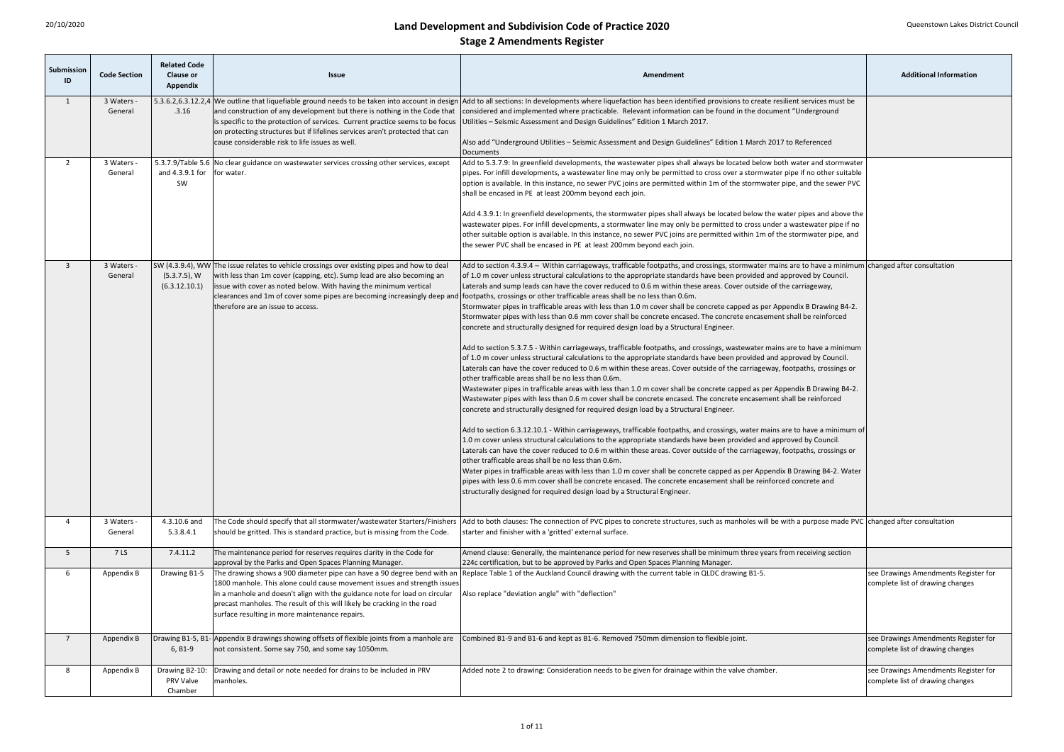# Land Development and Subdivision Code of Practice 2020

## Stage 2 Amendments Register

| Submission ID | Code Section | Related Code Clause or Appendix | Issue | Amendment | Additional Information |
|---|---|---|---|---|---|
| 1 | 3 Waters - General | 5.3.6.2,6.3.12.2,4.3.16 | We outline that liquefiable ground needs to be taken into account in design and construction of any development but there is nothing in the Code that is specific to the protection of services. Current practice seems to be focus on protecting structures but if lifelines services aren't protected that can cause considerable risk to life issues as well. | Add to all sections: In developments where liquefaction has been identified provisions to create resilient services must be considered and implemented where practicable. Relevant information can be found in the document "Underground Utilities – Seismic Assessment and Design Guidelines" Edition 1 March 2017.<br><br>Also add "Underground Utilities – Seismic Assessment and Design Guidelines" Edition 1 March 2017 to Referenced Documents | |
| 2 | 3 Waters - General | 5.3.7.9/Table 5.6 and 4.3.9.1 for SW | No clear guidance on wastewater services crossing other services, except for water. | Add to 5.3.7.9: In greenfield developments, the wastewater pipes shall always be located below both water and stormwater pipes. For infill developments, a wastewater line may only be permitted to cross over a stormwater pipe if no other suitable option is available. In this instance, no sewer PVC joins are permitted within 1m of the stormwater pipe, and the sewer PVC shall be encased in PE at least 200mm beyond each join.<br><br>Add 4.3.9.1: In greenfield developments, the stormwater pipes shall always be located below the water pipes and above the wastewater pipes. For infill developments, a stormwater line may only be permitted to cross under a wastewater pipe if no other suitable option is available. In this instance, no sewer PVC joins are permitted within 1m of the stormwater pipe, and the sewer PVC shall be encased in PE at least 200mm beyond each join. | |
| 3 | 3 Waters - General | SW (4.3.9.4), WW (5.3.7.5), W (6.3.12.10.1) | The issue relates to vehicle crossings over existing pipes and how to deal with less than 1m cover (capping, etc). Sump lead are also becoming an issue with cover as noted below. With having the minimum vertical clearances and 1m of cover some pipes are becoming increasingly deep and therefore are an issue to access. | Add to section 4.3.9.4 – Within carriageways, trafficable footpaths, and crossings, stormwater mains are to have a minimum of 1.0 m cover unless structural calculations to the appropriate standards have been provided and approved by Council. Laterals and sump leads can have the cover reduced to 0.6 m within these areas. Cover outside of the carriageway, footpaths, crossings or other trafficable areas shall be no less than 0.6m.<br>Stormwater pipes in trafficable areas with less than 1.0 m cover shall be concrete capped as per Appendix B Drawing B4-2. Stormwater pipes with less than 0.6 mm cover shall be concrete encased. The concrete encasement shall be reinforced concrete and structurally designed for required design load by a Structural Engineer.<br><br>Add to section 5.3.7.5 - Within carriageways, trafficable footpaths, and crossings, wastewater mains are to have a minimum of 1.0 m cover unless structural calculations to the appropriate standards have been provided and approved by Council. Laterals can have the cover reduced to 0.6 m within these areas. Cover outside of the carriageway, footpaths, crossings or other trafficable areas shall be no less than 0.6m.<br>Wastewater pipes in trafficable areas with less than 1.0 m cover shall be concrete capped as per Appendix B Drawing B4-2. Wastewater pipes with less than 0.6 m cover shall be concrete encased. The concrete encasement shall be reinforced concrete and structurally designed for required design load by a Structural Engineer.<br><br>Add to section 6.3.12.10.1 - Within carriageways, trafficable footpaths, and crossings, water mains are to have a minimum of 1.0 m cover unless structural calculations to the appropriate standards have been provided and approved by Council. Laterals can have the cover reduced to 0.6 m within these areas. Cover outside of the carriageway, footpaths, crossings or other trafficable areas shall be no less than 0.6m.<br>Water pipes in trafficable areas with less than 1.0 m cover shall be concrete capped as per Appendix B Drawing B4-2. Water pipes with less 0.6 mm cover shall be concrete encased. The concrete encasement shall be reinforced concrete and structurally designed for required design load by a Structural Engineer. | changed after consultation |
| 4 | 3 Waters - General | 4.3.10.6 and 5.3.8.4.1 | The Code should specify that all stormwater/wastewater Starters/Finishers should be gritted. This is standard practice, but is missing from the Code. | Add to both clauses: The connection of PVC pipes to concrete structures, such as manholes will be with a purpose made PVC starter and finisher with a 'gritted' external surface. | changed after consultation |
| 5 | 7 LS | 7.4.11.2 | The maintenance period for reserves requires clarity in the Code for approval by the Parks and Open Spaces Planning Manager. | Amend clause: Generally, the maintenance period for new reserves shall be minimum three years from receiving section 224c certification, but to be approved by Parks and Open Spaces Planning Manager. | |
| 6 | Appendix B | Drawing B1-5 | The drawing shows a 900 diameter pipe can have a 90 degree bend with an 1800 manhole. This alone could cause movement issues and strength issues in a manhole and doesn't align with the guidance note for load on circular precast manholes. The result of this will likely be cracking in the road surface resulting in more maintenance repairs. | Replace Table 1 of the Auckland Council drawing with the current table in QLDC drawing B1-5.<br><br>Also replace "deviation angle" with "deflection" | see Drawings Amendments Register for complete list of drawing changes |
| 7 | Appendix B | Drawing B1-5, B1-6, B1-9 | Appendix B drawings showing offsets of flexible joints from a manhole are not consistent. Some say 750, and some say 1050mm. | Combined B1-9 and B1-6 and kept as B1-6. Removed 750mm dimension to flexible joint. | see Drawings Amendments Register for complete list of drawing changes |
| 8 | Appendix B | Drawing B2-10: PRV Valve Chamber | Drawing and detail or note needed for drains to be included in PRV manholes. | Added note 2 to drawing: Consideration needs to be given for drainage within the valve chamber. | see Drawings Amendments Register for complete list of drawing changes |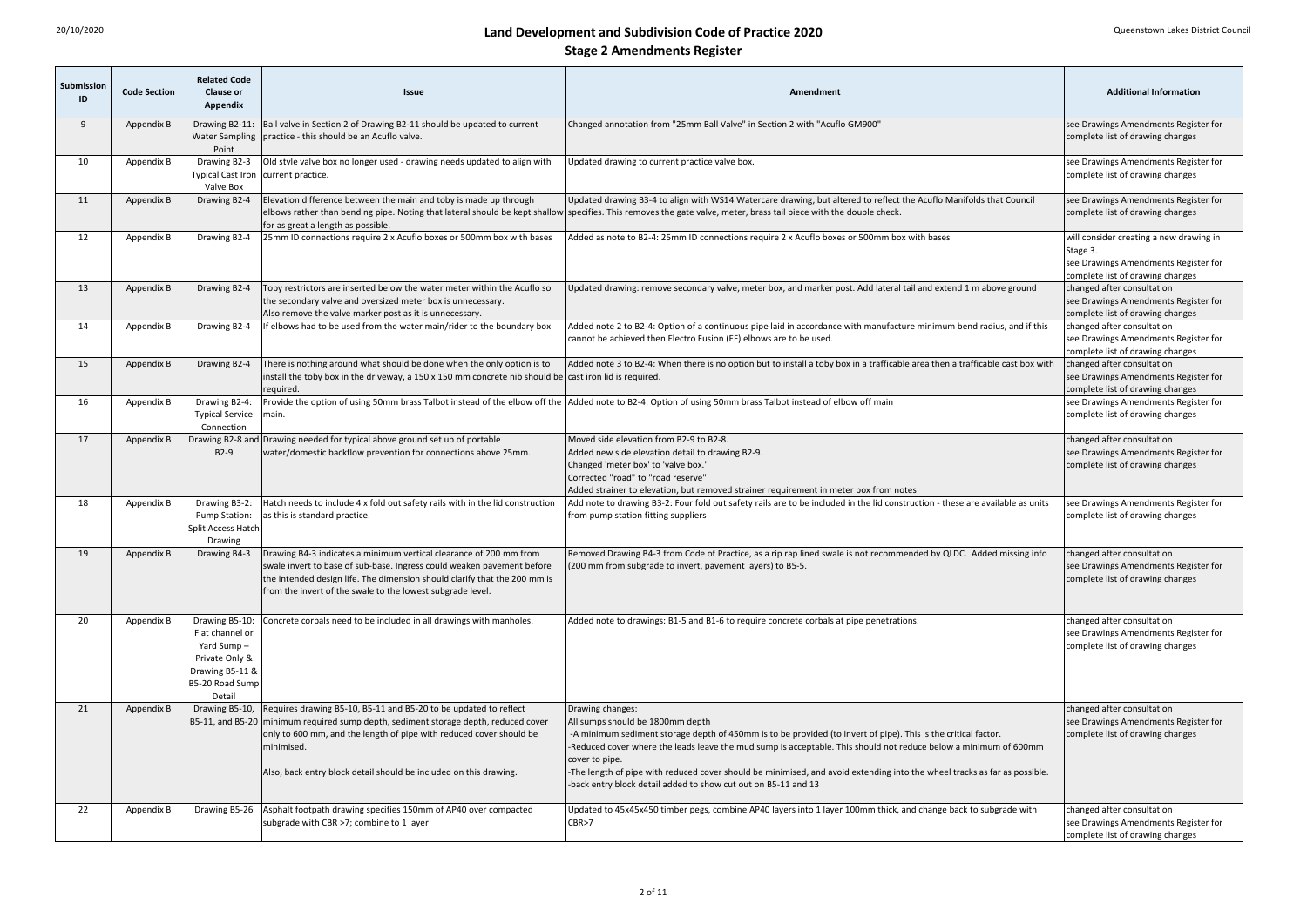# Land Development and Subdivision Code of Practice 2020

## Stage 2 Amendments Register

| Submission ID | Code Section | Related Code Clause or Appendix | Issue | Amendment | Additional Information |
|---|---|---|---|---|---|
| 9 | Appendix B | Drawing B2-11: Water Sampling Point | Ball valve in Section 2 of Drawing B2-11 should be updated to current practice - this should be an Acuflo valve. | Changed annotation from "25mm Ball Valve" in Section 2 with "Acuflo GM900" | see Drawings Amendments Register for complete list of drawing changes |
| 10 | Appendix B | Drawing B2-3 Typical Cast Iron Valve Box | Old style valve box no longer used - drawing needs updated to align with current practice. | Updated drawing to current practice valve box. | see Drawings Amendments Register for complete list of drawing changes |
| 11 | Appendix B | Drawing B2-4 | Elevation difference between the main and toby is made up through elbows rather than bending pipe. Noting that lateral should be kept shallow for as great a length as possible. | Updated drawing B3-4 to align with WS14 Watercare drawing, but altered to reflect the Acuflo Manifolds that Council specifies. This removes the gate valve, meter, brass tail piece with the double check. | see Drawings Amendments Register for complete list of drawing changes |
| 12 | Appendix B | Drawing B2-4 | 25mm ID connections require 2 x Acuflo boxes or 500mm box with bases | Added as note to B2-4: 25mm ID connections require 2 x Acuflo boxes or 500mm box with bases | will consider creating a new drawing in Stage 3.<br>see Drawings Amendments Register for complete list of drawing changes |
| 13 | Appendix B | Drawing B2-4 | Toby restrictors are inserted below the water meter within the Acuflo so the secondary valve and oversized meter box is unnecessary.<br>Also remove the valve marker post as it is unnecessary. | Updated drawing: remove secondary valve, meter box, and marker post. Add lateral tail and extend 1 m above ground | changed after consultation<br>see Drawings Amendments Register for complete list of drawing changes |
| 14 | Appendix B | Drawing B2-4 | If elbows had to be used from the water main/rider to the boundary box | Added note 2 to B2-4: Option of a continuous pipe laid in accordance with manufacture minimum bend radius, and if this cannot be achieved then Electro Fusion (EF) elbows are to be used. | changed after consultation<br>see Drawings Amendments Register for complete list of drawing changes |
| 15 | Appendix B | Drawing B2-4 | There is nothing around what should be done when the only option is to install the toby box in the driveway, a 150 x 150 mm concrete nib should be required. | Added note 3 to B2-4: When there is no option but to install a toby box in a trafficable area then a trafficable cast box with cast iron lid is required. | changed after consultation<br>see Drawings Amendments Register for complete list of drawing changes |
| 16 | Appendix B | Drawing B2-4: Typical Service Connection | Provide the option of using 50mm brass Talbot instead of the elbow off the main. | Added note to B2-4: Option of using 50mm brass Talbot instead of elbow off main | see Drawings Amendments Register for complete list of drawing changes |
| 17 | Appendix B | Drawing B2-8 and B2-9 | Drawing needed for typical above ground set up of portable water/domestic backflow prevention for connections above 25mm. | Moved side elevation from B2-9 to B2-8.<br>Added new side elevation detail to drawing B2-9.<br>Changed 'meter box' to 'valve box.'<br>Corrected "road" to "road reserve"<br>Added strainer to elevation, but removed strainer requirement in meter box from notes | changed after consultation<br>see Drawings Amendments Register for complete list of drawing changes |
| 18 | Appendix B | Drawing B3-2: Pump Station: Split Access Hatch Drawing | Hatch needs to include 4 x fold out safety rails with in the lid construction as this is standard practice. | Add note to drawing B3-2: Four fold out safety rails are to be included in the lid construction - these are available as units from pump station fitting suppliers | see Drawings Amendments Register for complete list of drawing changes |
| 19 | Appendix B | Drawing B4-3 | Drawing B4-3 indicates a minimum vertical clearance of 200 mm from swale invert to base of sub-base. Ingress could weaken pavement before the intended design life. The dimension should clarify that the 200 mm is from the invert of the swale to the lowest subgrade level. | Removed Drawing B4-3 from Code of Practice, as a rip rap lined swale is not recommended by QLDC. Added missing info (200 mm from subgrade to invert, pavement layers) to B5-5. | changed after consultation<br>see Drawings Amendments Register for complete list of drawing changes |
| 20 | Appendix B | Drawing B5-10: Flat channel or Yard Sump – Private Only & Drawing B5-11 & B5-20 Road Sump Detail | Concrete corbals need to be included in all drawings with manholes. | Added note to drawings: B1-5 and B1-6 to require concrete corbals at pipe penetrations. | changed after consultation<br>see Drawings Amendments Register for complete list of drawing changes |
| 21 | Appendix B | Drawing B5-10, B5-11, and B5-20 | Requires drawing B5-10, B5-11 and B5-20 to be updated to reflect minimum required sump depth, sediment storage depth, reduced cover only to 600 mm, and the length of pipe with reduced cover should be minimised.<br><br>Also, back entry block detail should be included on this drawing. | Drawing changes:<br>All sumps should be 1800mm depth<br>-A minimum sediment storage depth of 450mm is to be provided (to invert of pipe). This is the critical factor.<br>-Reduced cover where the leads leave the mud sump is acceptable. This should not reduce below a minimum of 600mm cover to pipe.<br>-The length of pipe with reduced cover should be minimised, and avoid extending into the wheel tracks as far as possible.<br>-back entry block detail added to show cut out on B5-11 and 13 | changed after consultation<br>see Drawings Amendments Register for complete list of drawing changes |
| 22 | Appendix B | Drawing B5-26 | Asphalt footpath drawing specifies 150mm of AP40 over compacted subgrade with CBR >7; combine to 1 layer | Updated to 45x45x450 timber pegs, combine AP40 layers into 1 layer 100mm thick, and change back to subgrade with CBR>7 | changed after consultation<br>see Drawings Amendments Register for complete list of drawing changes |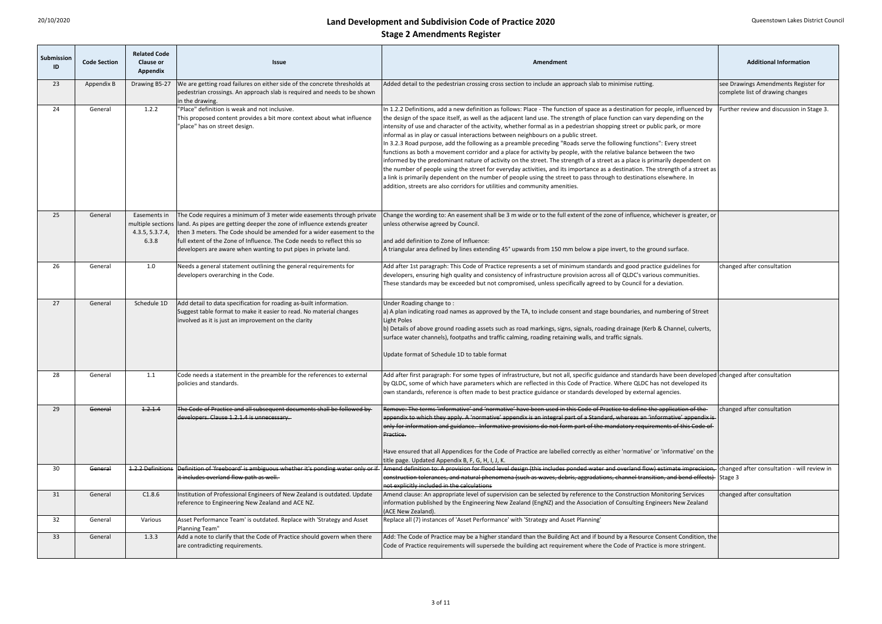# Land Development and Subdivision Code of Practice 2020

## Stage 2 Amendments Register

| Submission ID | Code Section | Related Code Clause or Appendix | Issue | Amendment | Additional Information |
|---|---|---|---|---|---|
| 23 | Appendix B | Drawing B5-27 | We are getting road failures on either side of the concrete thresholds at pedestrian crossings. An approach slab is required and needs to be shown in the drawing. | Added detail to the pedestrian crossing cross section to include an approach slab to minimise rutting. | see Drawings Amendments Register for complete list of drawing changes |
| 24 | General | 1.2.2 | "Place" definition is weak and not inclusive. This proposed content provides a bit more context about what influence "place" has on street design. | In 1.2.2 Definitions, add a new definition as follows: Place - The function of space as a destination for people, influenced by the design of the space itself, as well as the adjacent land use. The strength of place function can vary depending on the intensity of use and character of the activity, whether formal as in a pedestrian shopping street or public park, or more informal as in play or casual interactions between neighbours on a public street. In 3.2.3 Road purpose, add the following as a preamble preceding "Roads serve the following functions": Every street functions as both a movement corridor and a place for activity by people, with the relative balance between the two informed by the predominant nature of activity on the street. The strength of a street as a place is primarily dependent on the number of people using the street for everyday activities, and its importance as a destination. The strength of a street as a link is primarily dependent on the number of people using the street to pass through to destinations elsewhere. In addition, streets are also corridors for utilities and community amenities. | Further review and discussion in Stage 3. |
| 25 | General | Easements in multiple sections 4.3.5, 5.3.7.4, 6.3.8 | The Code requires a minimum of 3 meter wide easements through private land. As pipes are getting deeper the zone of influence extends greater then 3 meters. The Code should be amended for a wider easement to the full extent of the Zone of Influence. The Code needs to reflect this so developers are aware when wanting to put pipes in private land. | Change the wording to: An easement shall be 3 m wide or to the full extent of the zone of influence, whichever is greater, or unless otherwise agreed by Council.<br><br>and add definition to Zone of Influence:<br>A triangular area defined by lines extending 45° upwards from 150 mm below a pipe invert, to the ground surface. | |
| 26 | General | 1.0 | Needs a general statement outlining the general requirements for developers overarching in the Code. | Add after 1st paragraph: This Code of Practice represents a set of minimum standards and good practice guidelines for developers, ensuring high quality and consistency of infrastructure provision across all of QLDC's various communities. These standards may be exceeded but not compromised, unless specifically agreed to by Council for a deviation. | changed after consultation |
| 27 | General | Schedule 1D | Add detail to data specification for roading as-built information. Suggest table format to make it easier to read. No material changes involved as it is just an improvement on the clarity | Under Roading change to :<br>a) A plan indicating road names as approved by the TA, to include consent and stage boundaries, and numbering of Street Light Poles<br>b) Details of above ground roading assets such as road markings, signs, signals, roading drainage (Kerb & Channel, culverts, surface water channels), footpaths and traffic calming, roading retaining walls, and traffic signals.<br><br>Update format of Schedule 1D to table format | |
| 28 | General | 1.1 | Code needs a statement in the preamble for the references to external policies and standards. | Add after first paragraph: For some types of infrastructure, but not all, specific guidance and standards have been developed by QLDC, some of which have parameters which are reflected in this Code of Practice. Where QLDC has not developed its own standards, reference is often made to best practice guidance or standards developed by external agencies. | changed after consultation |
| 29 | ~~General~~ | ~~1.2.1.4~~ | ~~The Code of Practice and all subsequent documents shall be followed by developers. Clause 1.2.1.4 is unnecessary.~~ | ~~Remove: The terms 'informative' and 'normative' have been used in this Code of Practice to define the application of the appendix to which they apply. A 'normative' appendix is an integral part of a Standard, whereas an 'informative' appendix is only for information and guidance. Informative provisions do not form part of the mandatory requirements of this Code of Practice.~~<br><br>Have ensured that all Appendices for the Code of Practice are labelled correctly as either 'normative' or 'informative' on the title page. Updated Appendix B, F, G, H, I, J, K. | changed after consultation |
| 30 | ~~General~~ | ~~1.2.2 Definitions~~ | ~~Definition of 'freeboard' is ambiguous whether it's ponding water only or if it includes overland flow path as well.~~ | ~~Amend definition to: A provision for flood level design (this includes ponded water and overland flow) estimate imprecision, construction tolerances, and natural phenomena (such as waves, debris, aggradations, channel transition, and bend effects) not explicitly included in the calculations~~ | changed after consultation - will review in Stage 3 |
| 31 | General | C1.8.6 | Institution of Professional Engineers of New Zealand is outdated. Update reference to Engineering New Zealand and ACE NZ. | Amend clause: An appropriate level of supervision can be selected by reference to the Construction Monitoring Services information published by the Engineering New Zealand (EngNZ) and the Association of Consulting Engineers New Zealand (ACE New Zealand). | changed after consultation |
| 32 | General | Various | Asset Performance Team' is outdated. Replace with 'Strategy and Asset Planning Team" | Replace all (7) instances of 'Asset Performance' with 'Strategy and Asset Planning' | |
| 33 | General | 1.3.3 | Add a note to clarify that the Code of Practice should govern when there are contradicting requirements. | Add: The Code of Practice may be a higher standard than the Building Act and if bound by a Resource Consent Condition, the Code of Practice requirements will supersede the building act requirement where the Code of Practice is more stringent. | |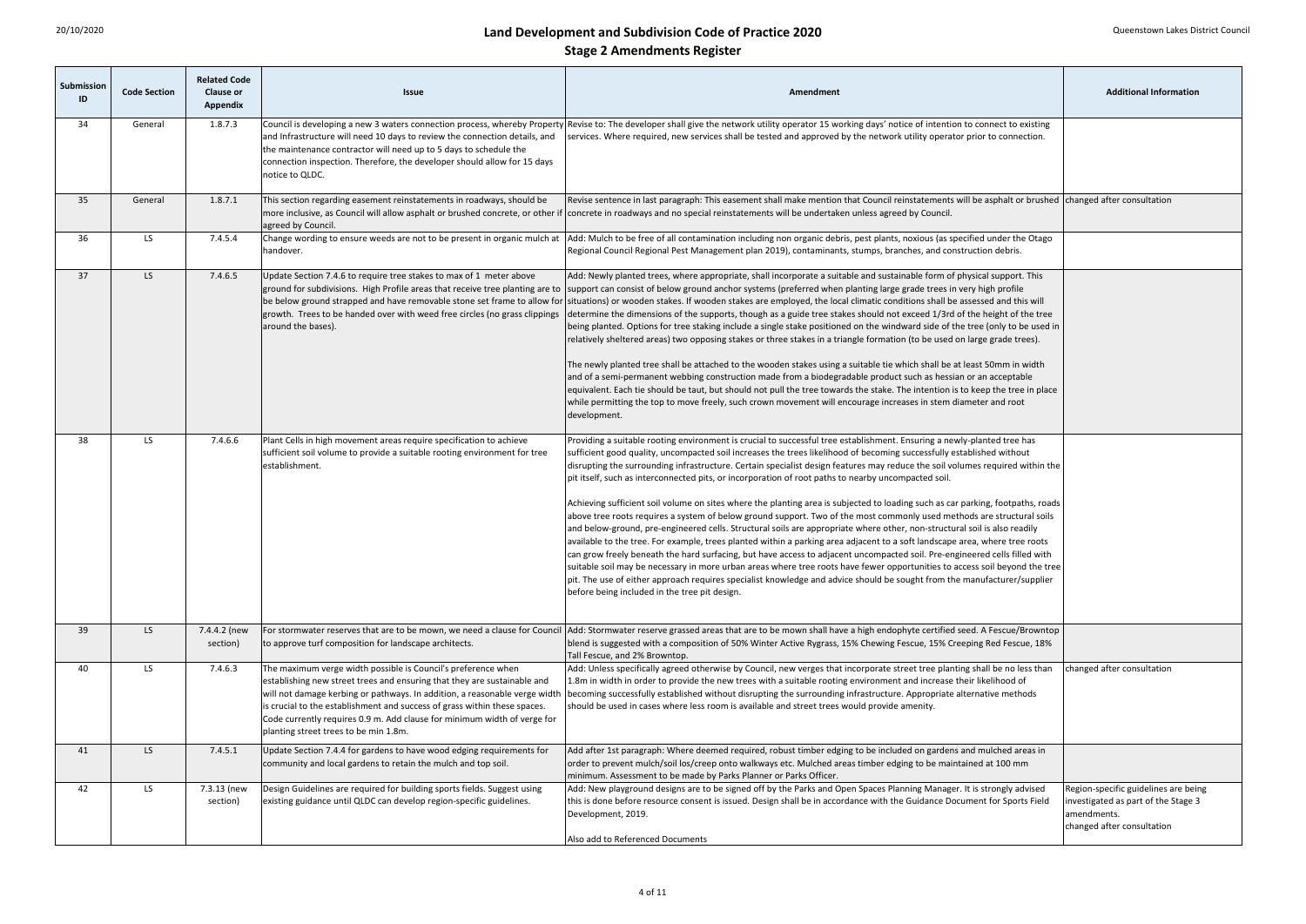# Land Development and Subdivision Code of Practice 2020

## Stage 2 Amendments Register

| Submission ID | Code Section | Related Code Clause or Appendix | Issue | Amendment | Additional Information |
|---|---|---|---|---|---|
| 34 | General | 1.8.7.3 | Council is developing a new 3 waters connection process, whereby Property and Infrastructure will need 10 days to review the connection details, and the maintenance contractor will need up to 5 days to schedule the connection inspection. Therefore, the developer should allow for 15 days notice to QLDC. | Revise to: The developer shall give the network utility operator 15 working days' notice of intention to connect to existing services. Where required, new services shall be tested and approved by the network utility operator prior to connection. | |
| 35 | General | 1.8.7.1 | This section regarding easement reinstatements in roadways, should be more inclusive, as Council will allow asphalt or brushed concrete, or other if agreed by Council. | Revise sentence in last paragraph: This easement shall make mention that Council reinstatements will be asphalt or brushed concrete in roadways and no special reinstatements will be undertaken unless agreed by Council. | changed after consultation |
| 36 | LS | 7.4.5.4 | Change wording to ensure weeds are not to be present in organic mulch at handover. | Add: Mulch to be free of all contamination including non organic debris, pest plants, noxious (as specified under the Otago Regional Council Regional Pest Management plan 2019), contaminants, stumps, branches, and construction debris. | |
| 37 | LS | 7.4.6.5 | Update Section 7.4.6 to require tree stakes to max of 1 meter above ground for subdivisions. High Profile areas that receive tree planting are to be below ground strapped and have removable stone set frame to allow for growth. Trees to be handed over with weed free circles (no grass clippings around the bases). | Add: Newly planted trees, where appropriate, shall incorporate a suitable and sustainable form of physical support. This support can consist of below ground anchor systems (preferred when planting large grade trees in very high profile situations) or wooden stakes. If wooden stakes are employed, the local climatic conditions shall be assessed and this will determine the dimensions of the supports, though as a guide tree stakes should not exceed 1/3rd of the height of the tree being planted. Options for tree staking include a single stake positioned on the windward side of the tree (only to be used in relatively sheltered areas) two opposing stakes or three stakes in a triangle formation (to be used on large grade trees).<br><br>The newly planted tree shall be attached to the wooden stakes using a suitable tie which shall be at least 50mm in width and of a semi-permanent webbing construction made from a biodegradable product such as hessian or an acceptable equivalent. Each tie should be taut, but should not pull the tree towards the stake. The intention is to keep the tree in place while permitting the top to move freely, such crown movement will encourage increases in stem diameter and root development. | |
| 38 | LS | 7.4.6.6 | Plant Cells in high movement areas require specification to achieve sufficient soil volume to provide a suitable rooting environment for tree establishment. | Providing a suitable rooting environment is crucial to successful tree establishment. Ensuring a newly-planted tree has sufficient good quality, uncompacted soil increases the trees likelihood of becoming successfully established without disrupting the surrounding infrastructure. Certain specialist design features may reduce the soil volumes required within the pit itself, such as interconnected pits, or incorporation of root paths to nearby uncompacted soil.<br><br>Achieving sufficient soil volume on sites where the planting area is subjected to loading such as car parking, footpaths, roads above tree roots requires a system of below ground support. Two of the most commonly used methods are structural soils and below-ground, pre-engineered cells. Structural soils are appropriate where other, non-structural soil is also readily available to the tree. For example, trees planted within a parking area adjacent to a soft landscape area, where tree roots can grow freely beneath the hard surfacing, but have access to adjacent uncompacted soil. Pre-engineered cells filled with suitable soil may be necessary in more urban areas where tree roots have fewer opportunities to access soil beyond the tree pit. The use of either approach requires specialist knowledge and advice should be sought from the manufacturer/supplier before being included in the tree pit design. | |
| 39 | LS | 7.4.4.2 (new section) | For stormwater reserves that are to be mown, we need a clause for Council to approve turf composition for landscape architects. | Add: Stormwater reserve grassed areas that are to be mown shall have a high endophyte certified seed. A Fescue/Browntop blend is suggested with a composition of 50% Winter Active Rygrass, 15% Chewing Fescue, 15% Creeping Red Fescue, 18% Tall Fescue, and 2% Browntop. | |
| 40 | LS | 7.4.6.3 | The maximum verge width possible is Council's preference when establishing new street trees and ensuring that they are sustainable and will not damage kerbing or pathways. In addition, a reasonable verge width is crucial to the establishment and success of grass within these spaces. Code currently requires 0.9 m. Add clause for minimum width of verge for planting street trees to be min 1.8m. | Add: Unless specifically agreed otherwise by Council, new verges that incorporate street tree planting shall be no less than 1.8m in width in order to provide the new trees with a suitable rooting environment and increase their likelihood of becoming successfully established without disrupting the surrounding infrastructure. Appropriate alternative methods should be used in cases where less room is available and street trees would provide amenity. | changed after consultation |
| 41 | LS | 7.4.5.1 | Update Section 7.4.4 for gardens to have wood edging requirements for community and local gardens to retain the mulch and top soil. | Add after 1st paragraph: Where deemed required, robust timber edging to be included on gardens and mulched areas in order to prevent mulch/soil los/creep onto walkways etc. Mulched areas timber edging to be maintained at 100 mm minimum. Assessment to be made by Parks Planner or Parks Officer. | |
| 42 | LS | 7.3.13 (new section) | Design Guidelines are required for building sports fields. Suggest using existing guidance until QLDC can develop region-specific guidelines. | Add: New playground designs are to be signed off by the Parks and Open Spaces Planning Manager. It is strongly advised this is done before resource consent is issued. Design shall be in accordance with the Guidance Document for Sports Field Development, 2019.<br><br>Also add to Referenced Documents | Region-specific guidelines are being investigated as part of the Stage 3 amendments.<br>changed after consultation |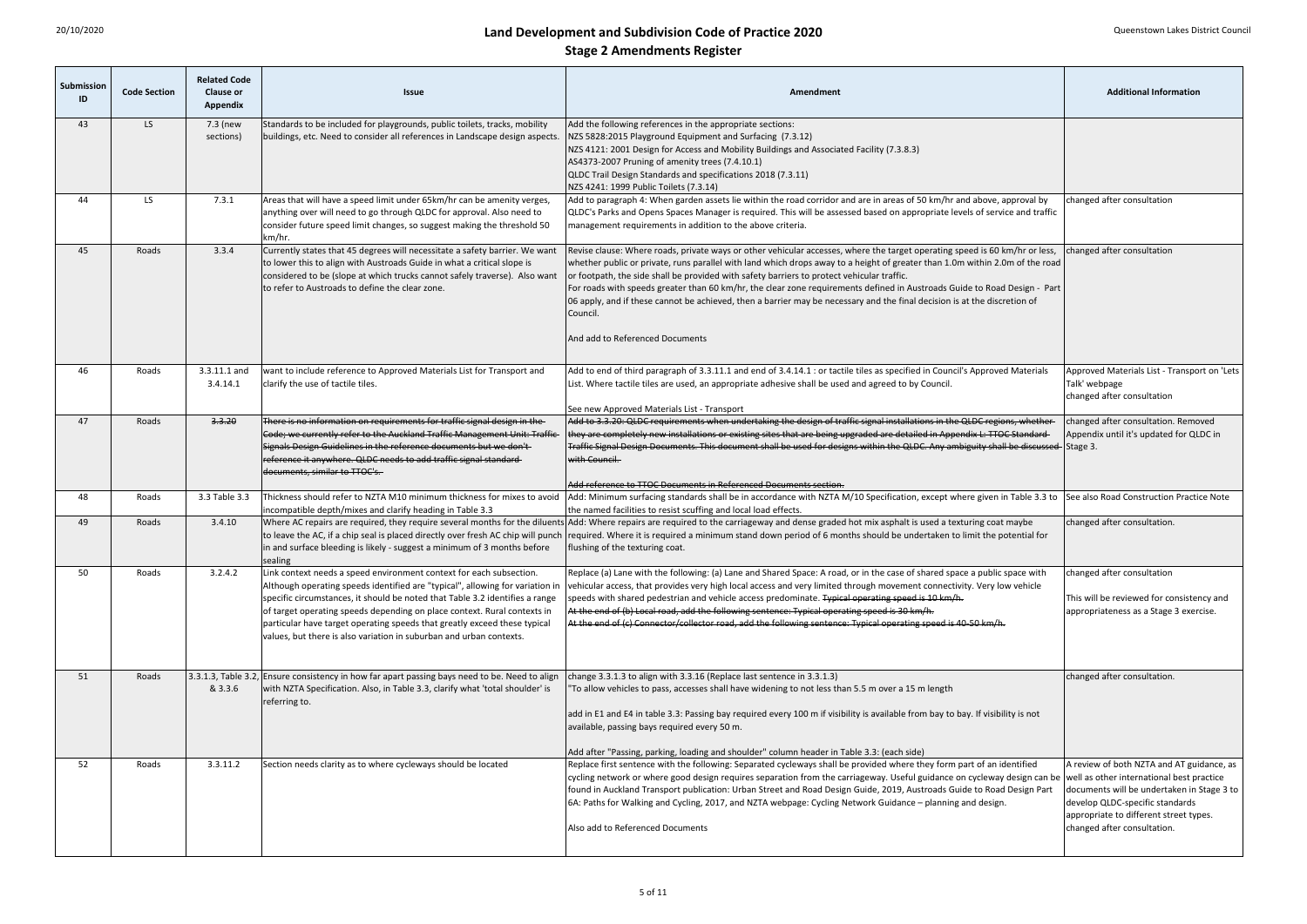# Land Development and Subdivision Code of Practice 2020

## Stage 2 Amendments Register

| Submission ID | Code Section | Related Code Clause or Appendix | Issue | Amendment | Additional Information |
|---|---|---|---|---|---|
| 43 | LS | 7.3 (new sections) | Standards to be included for playgrounds, public toilets, tracks, mobility buildings, etc. Need to consider all references in Landscape design aspects. | Add the following references in the appropriate sections:<br>NZS 5828:2015 Playground Equipment and Surfacing (7.3.12)<br>NZS 4121: 2001 Design for Access and Mobility Buildings and Associated Facility (7.3.8.3)<br>AS4373-2007 Pruning of amenity trees (7.4.10.1)<br>QLDC Trail Design Standards and specifications 2018 (7.3.11)<br>NZS 4241: 1999 Public Toilets (7.3.14) | |
| 44 | LS | 7.3.1 | Areas that will have a speed limit under 65km/hr can be amenity verges, anything over will need to go through QLDC for approval. Also need to consider future speed limit changes, so suggest making the threshold 50 km/hr. | Add to paragraph 4: When garden assets lie within the road corridor and are in areas of 50 km/hr and above, approval by QLDC's Parks and Opens Spaces Manager is required. This will be assessed based on appropriate levels of service and traffic management requirements in addition to the above criteria. | changed after consultation |
| 45 | Roads | 3.3.4 | Currently states that 45 degrees will necessitate a safety barrier. We want to lower this to align with Austroads Guide in what a critical slope is considered to be (slope at which trucks cannot safely traverse). Also want to refer to Austroads to define the clear zone. | Revise clause: Where roads, private ways or other vehicular accesses, where the target operating speed is 60 km/hr or less, whether public or private, runs parallel with land which drops away to a height of greater than 1.0m within 2.0m of the road or footpath, the side shall be provided with safety barriers to protect vehicular traffic.<br>For roads with speeds greater than 60 km/hr, the clear zone requirements defined in Austroads Guide to Road Design - Part 06 apply, and if these cannot be achieved, then a barrier may be necessary and the final decision is at the discretion of Council.<br><br>And add to Referenced Documents | changed after consultation |
| 46 | Roads | 3.3.11.1 and 3.4.14.1 | want to include reference to Approved Materials List for Transport and clarify the use of tactile tiles. | Add to end of third paragraph of 3.3.11.1 and end of 3.4.14.1 : or tactile tiles as specified in Council's Approved Materials List. Where tactile tiles are used, an appropriate adhesive shall be used and agreed to by Council.<br><br>See new Approved Materials List - Transport | Approved Materials List - Transport on 'Lets Talk' webpage<br>changed after consultation |
| 47 | Roads | ~~3.3.20~~ | ~~There is no information on requirements for traffic signal design in the Code; we currently refer to the Auckland Traffic Management Unit: Traffic Signals Design Guidelines in the reference documents but we don't reference it anywhere. QLDC needs to add traffic signal standard documents, similar to TTOC's.~~ | ~~Add to 3.3.20: QLDC requirements when undertaking the design of traffic signal installations in the QLDC regions, whether they are completely new installations or existing sites that are being upgraded are detailed in Appendix L: TTOC Standard Traffic Signal Design Documents. This document shall be used for designs within the QLDC. Any ambiguity shall be discussed with Council.~~<br><br>~~Add reference to TTOC Documents in Referenced Documents section.~~ | changed after consultation. Removed Appendix until it's updated for QLDC in Stage 3. |
| 48 | Roads | 3.3 Table 3.3 | Thickness should refer to NZTA M10 minimum thickness for mixes to avoid incompatible depth/mixes and clarify heading in Table 3.3 | Add: Minimum surfacing standards shall be in accordance with NZTA M/10 Specification, except where given in Table 3.3 to the named facilities to resist scuffing and local load effects. | See also Road Construction Practice Note |
| 49 | Roads | 3.4.10 | Where AC repairs are required, they require several months for the diluents to leave the AC, if a chip seal is placed directly over fresh AC chip will punch in and surface bleeding is likely - suggest a minimum of 3 months before sealing | Add: Where repairs are required to the carriageway and dense graded hot mix asphalt is used a texturing coat maybe required. Where it is required a minimum stand down period of 6 months should be undertaken to limit the potential for flushing of the texturing coat. | changed after consultation. |
| 50 | Roads | 3.2.4.2 | Link context needs a speed environment context for each subsection. Although operating speeds identified are "typical", allowing for variation in specific circumstances, it should be noted that Table 3.2 identifies a range of target operating speeds depending on place context. Rural contexts in particular have target operating speeds that greatly exceed these typical values, but there is also variation in suburban and urban contexts. | Replace (a) Lane with the following: (a) Lane and Shared Space: A road, or in the case of shared space a public space with vehicular access, that provides very high local access and very limited through movement connectivity. Very low vehicle speeds with shared pedestrian and vehicle access predominate. ~~Typical operating speed is 10 km/h.~~<br>~~At the end of (b) Local road, add the following sentence: Typical operating speed is 30 km/h.~~<br>~~At the end of (c) Connector/collector road, add the following sentence: Typical operating speed is 40-50 km/h.~~ | changed after consultation<br><br>This will be reviewed for consistency and appropriateness as a Stage 3 exercise. |
| 51 | Roads | 3.3.1.3, Table 3.2, & 3.3.6 | Ensure consistency in how far apart passing bays need to be. Need to align with NZTA Specification. Also, in Table 3.3, clarify what 'total shoulder' is referring to. | change 3.3.1.3 to align with 3.3.16 (Replace last sentence in 3.3.1.3)<br>"To allow vehicles to pass, accesses shall have widening to not less than 5.5 m over a 15 m length<br><br>add in E1 and E4 in table 3.3: Passing bay required every 100 m if visibility is available from bay to bay. If visibility is not available, passing bays required every 50 m.<br><br>Add after "Passing, parking, loading and shoulder" column header in Table 3.3: (each side) | changed after consultation. |
| 52 | Roads | 3.3.11.2 | Section needs clarity as to where cycleways should be located | Replace first sentence with the following: Separated cycleways shall be provided where they form part of an identified cycling network or where good design requires separation from the carriageway. Useful guidance on cycleway design can be found in Auckland Transport publication: Urban Street and Road Design Guide, 2019, Austroads Guide to Road Design Part 6A: Paths for Walking and Cycling, 2017, and NZTA webpage: Cycling Network Guidance – planning and design.<br><br>Also add to Referenced Documents | A review of both NZTA and AT guidance, as well as other international best practice documents will be undertaken in Stage 3 to develop QLDC-specific standards appropriate to different street types.<br>changed after consultation. |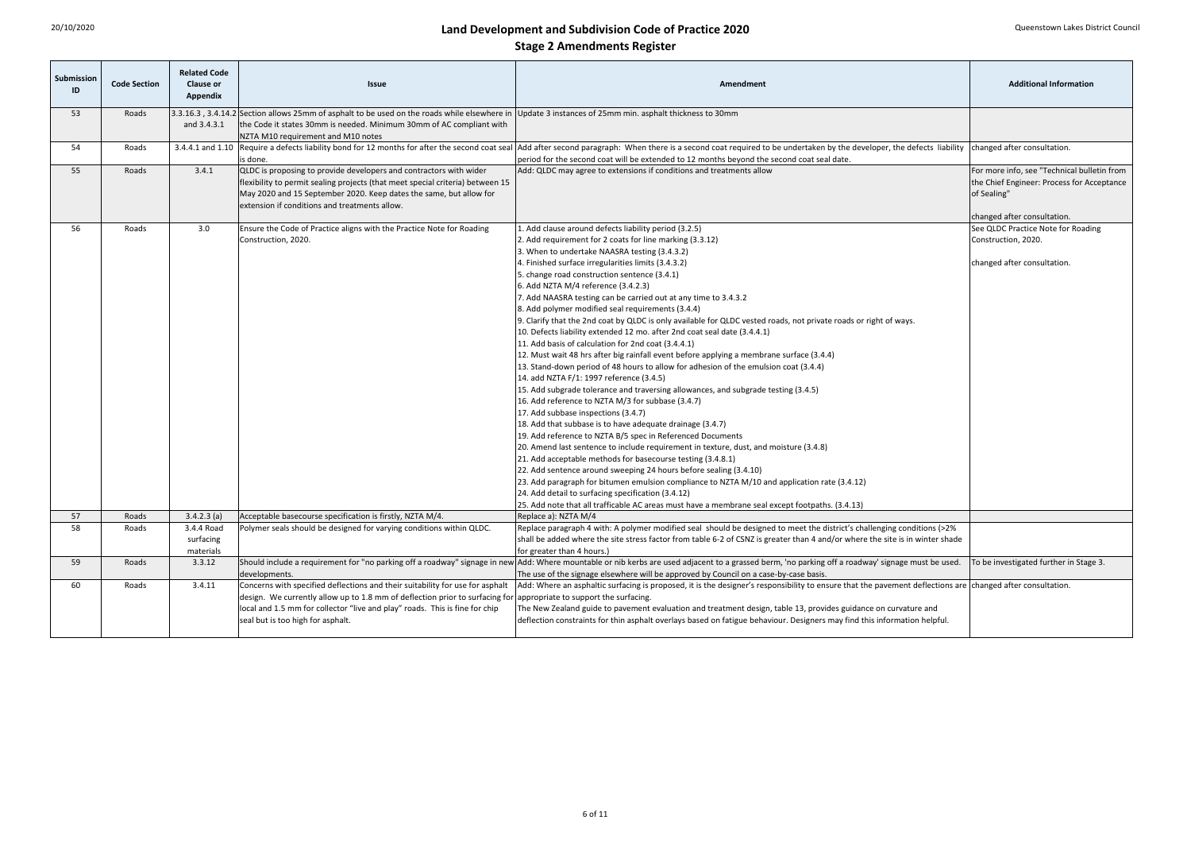# Land Development and Subdivision Code of Practice 2020

## Stage 2 Amendments Register

| Submission ID | Code Section | Related Code Clause or Appendix | Issue | Amendment | Additional Information |
|---|---|---|---|---|---|
| 53 | Roads | 3.3.16.3 , 3.4.14.2 and 3.4.3.1 | Section allows 25mm of asphalt to be used on the roads while elsewhere in the Code it states 30mm is needed. Minimum 30mm of AC compliant with NZTA M10 requirement and M10 notes | Update 3 instances of 25mm min. asphalt thickness to 30mm | |
| 54 | Roads | 3.4.4.1 and 1.10 | Require a defects liability bond for 12 months for after the second coat seal is done. | Add after second paragraph: When there is a second coat required to be undertaken by the developer, the defects liability period for the second coat will be extended to 12 months beyond the second coat seal date. | changed after consultation. |
| 55 | Roads | 3.4.1 | QLDC is proposing to provide developers and contractors with wider flexibility to permit sealing projects (that meet special criteria) between 15 May 2020 and 15 September 2020. Keep dates the same, but allow for extension if conditions and treatments allow. | Add: QLDC may agree to extensions if conditions and treatments allow | For more info, see "Technical bulletin from the Chief Engineer: Process for Acceptance of Sealing"<br><br>changed after consultation. |
| 56 | Roads | 3.0 | Ensure the Code of Practice aligns with the Practice Note for Roading Construction, 2020. | 1. Add clause around defects liability period (3.2.5)<br>2. Add requirement for 2 coats for line marking (3.3.12)<br>3. When to undertake NAASRA testing (3.4.3.2)<br>4. Finished surface irregularities limits (3.4.3.2)<br>5. change road construction sentence (3.4.1)<br>6. Add NZTA M/4 reference (3.4.2.3)<br>7. Add NAASRA testing can be carried out at any time to 3.4.3.2<br>8. Add polymer modified seal requirements (3.4.4)<br>9. Clarify that the 2nd coat by QLDC is only available for QLDC vested roads, not private roads or right of ways.<br>10. Defects liability extended 12 mo. after 2nd coat seal date (3.4.4.1)<br>11. Add basis of calculation for 2nd coat (3.4.4.1)<br>12. Must wait 48 hrs after big rainfall event before applying a membrane surface (3.4.4)<br>13. Stand-down period of 48 hours to allow for adhesion of the emulsion coat (3.4.4)<br>14. add NZTA F/1: 1997 reference (3.4.5)<br>15. Add subgrade tolerance and traversing allowances, and subgrade testing (3.4.5)<br>16. Add reference to NZTA M/3 for subbase (3.4.7)<br>17. Add subbase inspections (3.4.7)<br>18. Add that subbase is to have adequate drainage (3.4.7)<br>19. Add reference to NZTA B/5 spec in Referenced Documents<br>20. Amend last sentence to include requirement in texture, dust, and moisture (3.4.8)<br>21. Add acceptable methods for basecourse testing (3.4.8.1)<br>22. Add sentence around sweeping 24 hours before sealing (3.4.10)<br>23. Add paragraph for bitumen emulsion compliance to NZTA M/10 and application rate (3.4.12)<br>24. Add detail to surfacing specification (3.4.12)<br>25. Add note that all trafficable AC areas must have a membrane seal except footpaths. (3.4.13) | See QLDC Practice Note for Roading Construction, 2020.<br><br>changed after consultation. |
| 57 | Roads | 3.4.2.3 (a) | Acceptable basecourse specification is firstly, NZTA M/4. | Replace a): NZTA M/4 | |
| 58 | Roads | 3.4.4 Road surfacing materials | Polymer seals should be designed for varying conditions within QLDC. | Replace paragraph 4 with: A polymer modified seal should be designed to meet the district's challenging conditions (>2% shall be added where the site stress factor from table 6-2 of CSNZ is greater than 4 and/or where the site is in winter shade for greater than 4 hours.) | |
| 59 | Roads | 3.3.12 | Should include a requirement for "no parking off a roadway" signage in new developments. | Add: Where mountable or nib kerbs are used adjacent to a grassed berm, 'no parking off a roadway' signage must be used. The use of the signage elsewhere will be approved by Council on a case-by-case basis. | To be investigated further in Stage 3. |
| 60 | Roads | 3.4.11 | Concerns with specified deflections and their suitability for use for asphalt design. We currently allow up to 1.8 mm of deflection prior to surfacing for local and 1.5 mm for collector "live and play" roads. This is fine for chip seal but is too high for asphalt. | Add: Where an asphaltic surfacing is proposed, it is the designer's responsibility to ensure that the pavement deflections are appropriate to support the surfacing.<br>The New Zealand guide to pavement evaluation and treatment design, table 13, provides guidance on curvature and deflection constraints for thin asphalt overlays based on fatigue behaviour. Designers may find this information helpful. | changed after consultation. |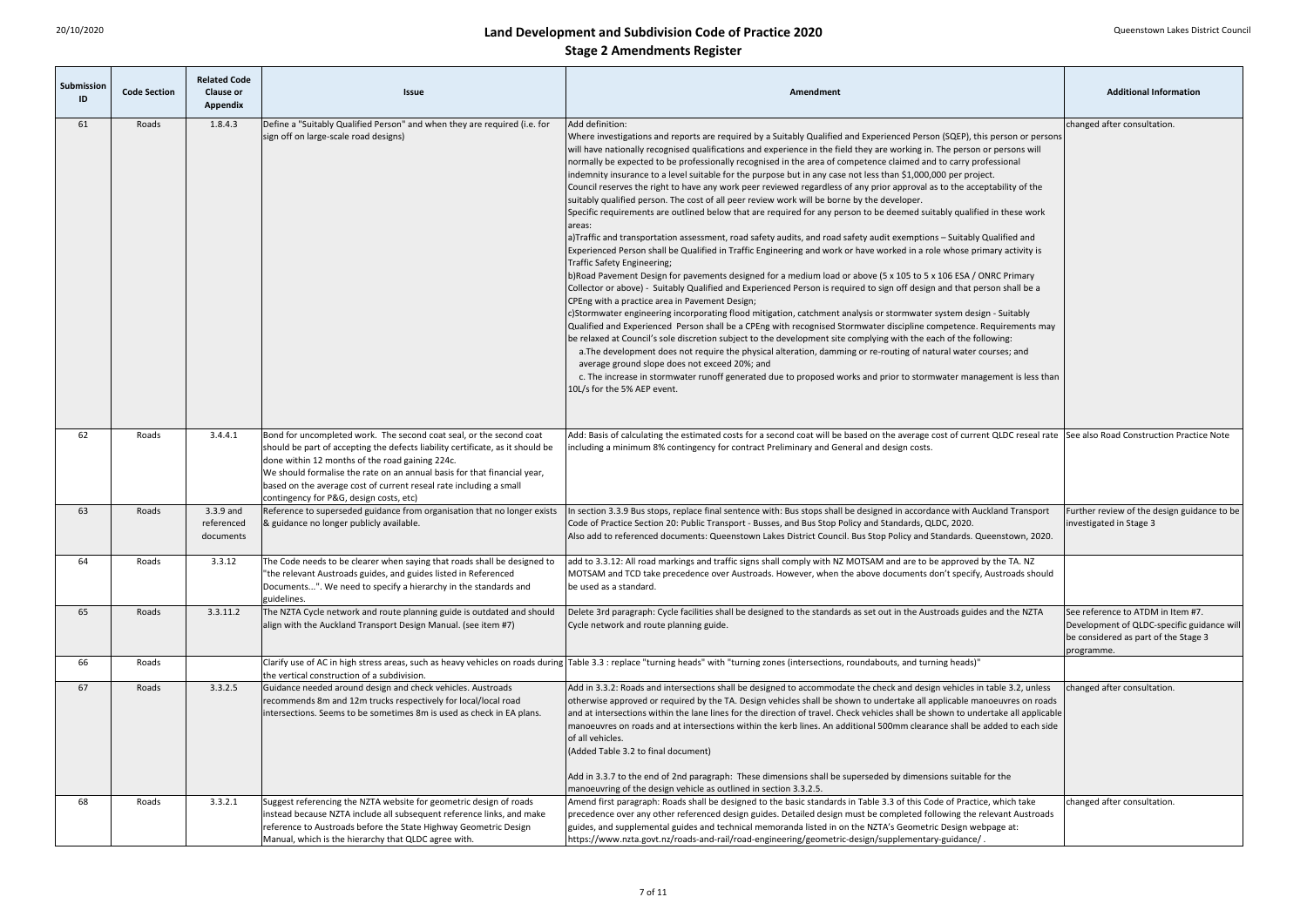# Land Development and Subdivision Code of Practice 2020

## Stage 2 Amendments Register

| Submission ID | Code Section | Related Code Clause or Appendix | Issue | Amendment | Additional Information |
|---|---|---|---|---|---|
| 61 | Roads | 1.8.4.3 | Define a "Suitably Qualified Person" and when they are required (i.e. for sign off on large-scale road designs) | Add definition:<br>Where investigations and reports are required by a Suitably Qualified and Experienced Person (SQEP), this person or persons will have nationally recognised qualifications and experience in the field they are working in. The person or persons will normally be expected to be professionally recognised in the area of competence claimed and to carry professional indemnity insurance to a level suitable for the purpose but in any case not less than $1,000,000 per project.<br>Council reserves the right to have any work peer reviewed regardless of any prior approval as to the acceptability of the suitably qualified person. The cost of all peer review work will be borne by the developer.<br>Specific requirements are outlined below that are required for any person to be deemed suitably qualified in these work areas:<br>a)Traffic and transportation assessment, road safety audits, and road safety audit exemptions – Suitably Qualified and Experienced Person shall be Qualified in Traffic Engineering and work or have worked in a role whose primary activity is Traffic Safety Engineering;<br>b)Road Pavement Design for pavements designed for a medium load or above (5 x 105 to 5 x 106 ESA / ONRC Primary Collector or above) - Suitably Qualified and Experienced Person is required to sign off design and that person shall be a CPEng with a practice area in Pavement Design;<br>c)Stormwater engineering incorporating flood mitigation, catchment analysis or stormwater system design - Suitably Qualified and Experienced Person shall be a CPEng with recognised Stormwater discipline competence. Requirements may be relaxed at Council's sole discretion subject to the development site complying with the each of the following:<br>a.The development does not require the physical alteration, damming or re-routing of natural water courses; and<br>average ground slope does not exceed 20%; and<br>c. The increase in stormwater runoff generated due to proposed works and prior to stormwater management is less than 10L/s for the 5% AEP event. | changed after consultation. |
| 62 | Roads | 3.4.4.1 | Bond for uncompleted work. The second coat seal, or the second coat should be part of accepting the defects liability certificate, as it should be done within 12 months of the road gaining 224c.<br>We should formalise the rate on an annual basis for that financial year, based on the average cost of current reseal rate including a small contingency for P&G, design costs, etc) | Add: Basis of calculating the estimated costs for a second coat will be based on the average cost of current QLDC reseal rate including a minimum 8% contingency for contract Preliminary and General and design costs. | See also Road Construction Practice Note |
| 63 | Roads | 3.3.9 and referenced documents | Reference to superseded guidance from organisation that no longer exists & guidance no longer publicly available. | In section 3.3.9 Bus stops, replace final sentence with: Bus stops shall be designed in accordance with Auckland Transport Code of Practice Section 20: Public Transport - Busses, and Bus Stop Policy and Standards, QLDC, 2020.<br>Also add to referenced documents: Queenstown Lakes District Council. Bus Stop Policy and Standards. Queenstown, 2020. | Further review of the design guidance to be investigated in Stage 3 |
| 64 | Roads | 3.3.12 | The Code needs to be clearer when saying that roads shall be designed to "the relevant Austroads guides, and guides listed in Referenced Documents...". We need to specify a hierarchy in the standards and guidelines. | add to 3.3.12: All road markings and traffic signs shall comply with NZ MOTSAM and are to be approved by the TA. NZ MOTSAM and TCD take precedence over Austroads. However, when the above documents don't specify, Austroads should be used as a standard. | |
| 65 | Roads | 3.3.11.2 | The NZTA Cycle network and route planning guide is outdated and should align with the Auckland Transport Design Manual. (see item #7) | Delete 3rd paragraph: Cycle facilities shall be designed to the standards as set out in the Austroads guides and the NZTA Cycle network and route planning guide. | See reference to ATDM in Item #7. Development of QLDC-specific guidance will be considered as part of the Stage 3 programme. |
| 66 | Roads | | Clarify use of AC in high stress areas, such as heavy vehicles on roads during the vertical construction of a subdivision. | Table 3.3 : replace "turning heads" with "turning zones (intersections, roundabouts, and turning heads)" | |
| 67 | Roads | 3.3.2.5 | Guidance needed around design and check vehicles. Austroads recommends 8m and 12m trucks respectively for local/local road intersections. Seems to be sometimes 8m is used as check in EA plans. | Add in 3.3.2: Roads and intersections shall be designed to accommodate the check and design vehicles in table 3.2, unless otherwise approved or required by the TA. Design vehicles shall be shown to undertake all applicable manoeuvres on roads and at intersections within the lane lines for the direction of travel. Check vehicles shall be shown to undertake all applicable manoeuvres on roads and at intersections within the kerb lines. An additional 500mm clearance shall be added to each side of all vehicles.<br>(Added Table 3.2 to final document)<br><br>Add in 3.3.7 to the end of 2nd paragraph: These dimensions shall be superseded by dimensions suitable for the manoeuvring of the design vehicle as outlined in section 3.3.2.5. | changed after consultation. |
| 68 | Roads | 3.3.2.1 | Suggest referencing the NZTA website for geometric design of roads instead because NZTA include all subsequent reference links, and make reference to Austroads before the State Highway Geometric Design Manual, which is the hierarchy that QLDC agree with. | Amend first paragraph: Roads shall be designed to the basic standards in Table 3.3 of this Code of Practice, which take precedence over any other referenced design guides. Detailed design must be completed following the relevant Austroads guides, and supplemental guides and technical memoranda listed in on the NZTA's Geometric Design webpage at: https://www.nzta.govt.nz/roads-and-rail/road-engineering/geometric-design/supplementary-guidance/ . | changed after consultation. |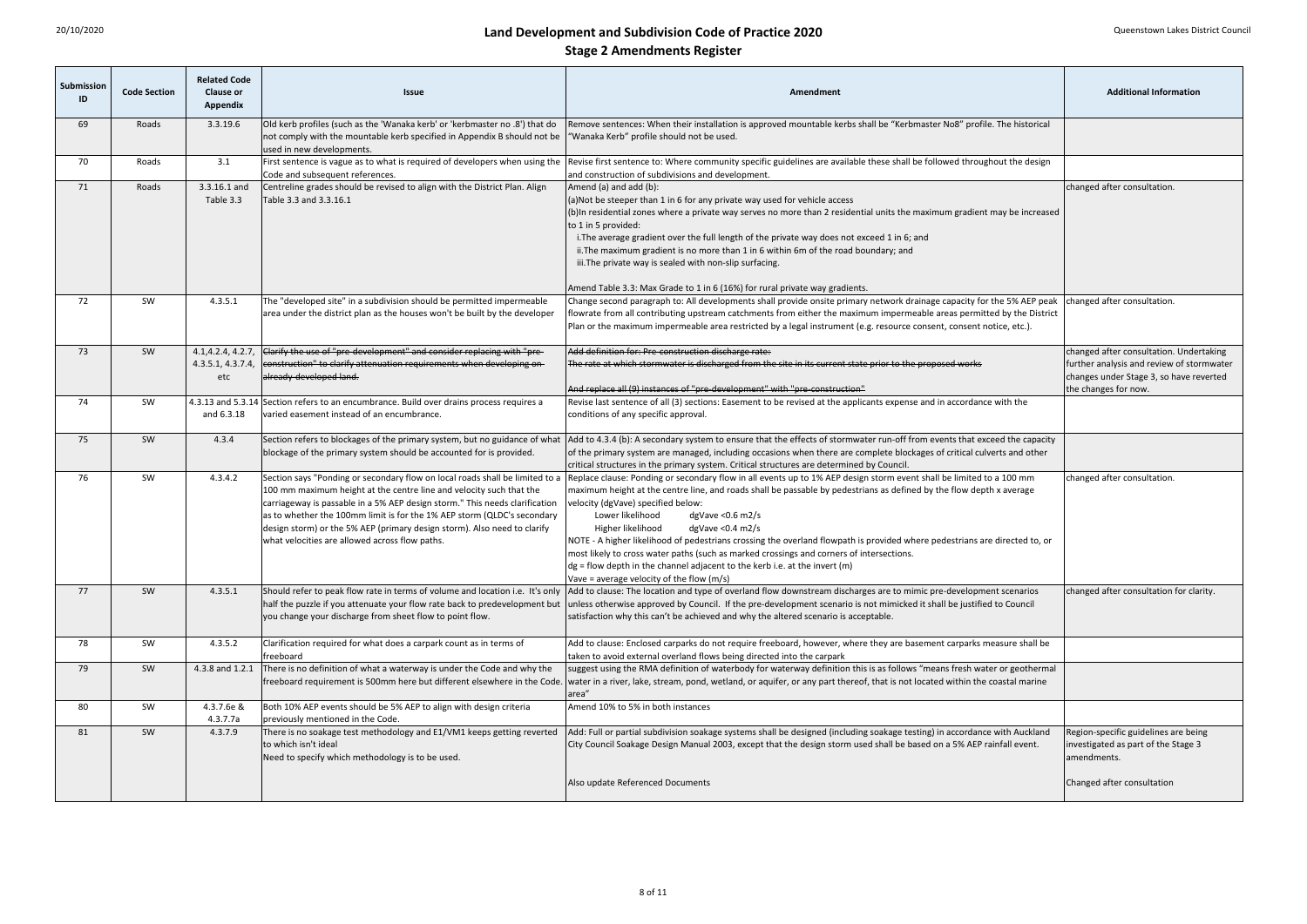# Land Development and Subdivision Code of Practice 2020

## Stage 2 Amendments Register

| Submission ID | Code Section | Related Code Clause or Appendix | Issue | Amendment | Additional Information |
|---|---|---|---|---|---|
| 69 | Roads | 3.3.19.6 | Old kerb profiles (such as the 'Wanaka kerb' or 'kerbmaster no .8') that do not comply with the mountable kerb specified in Appendix B should not be used in new developments. | Remove sentences: When their installation is approved mountable kerbs shall be "Kerbmaster No8" profile. The historical "Wanaka Kerb" profile should not be used. | |
| 70 | Roads | 3.1 | First sentence is vague as to what is required of developers when using the Code and subsequent references. | Revise first sentence to: Where community specific guidelines are available these shall be followed throughout the design and construction of subdivisions and development. | |
| 71 | Roads | 3.3.16.1 and Table 3.3 | Centreline grades should be revised to align with the District Plan. Align Table 3.3 and 3.3.16.1 | Amend (a) and add (b):<br>(a)Not be steeper than 1 in 6 for any private way used for vehicle access<br>(b)In residential zones where a private way serves no more than 2 residential units the maximum gradient may be increased to 1 in 5 provided:<br>i.The average gradient over the full length of the private way does not exceed 1 in 6; and<br>ii.The maximum gradient is no more than 1 in 6 within 6m of the road boundary; and<br>iii.The private way is sealed with non-slip surfacing.<br><br>Amend Table 3.3: Max Grade to 1 in 6 (16%) for rural private way gradients. | changed after consultation. |
| 72 | SW | 4.3.5.1 | The "developed site" in a subdivision should be permitted impermeable area under the district plan as the houses won't be built by the developer | Change second paragraph to: All developments shall provide onsite primary network drainage capacity for the 5% AEP peak flowrate from all contributing upstream catchments from either the maximum impermeable areas permitted by the District Plan or the maximum impermeable area restricted by a legal instrument (e.g. resource consent, consent notice, etc.). | changed after consultation. |
| 73 | SW | 4.1,4.2.4, 4.2.7, 4.3.5.1, 4.3.7.4, etc | ~~Clarify the use of "pre-development" and consider replacing with "pre-construction" to clarify attenuation requirements when developing on already developed land.~~ | ~~Add definition for: Pre-construction discharge rate: The rate at which stormwater is discharged from the site in its current state prior to the proposed works~~<br><br>~~And replace all (9) instances of "pre-development" with "pre-construction"~~ | changed after consultation. Undertaking further analysis and review of stormwater changes under Stage 3, so have reverted the changes for now. |
| 74 | SW | 4.3.13 and 5.3.14 and 6.3.18 | Section refers to an encumbrance. Build over drains process requires a varied easement instead of an encumbrance. | Revise last sentence of all (3) sections: Easement to be revised at the applicants expense and in accordance with the conditions of any specific approval. | |
| 75 | SW | 4.3.4 | Section refers to blockages of the primary system, but no guidance of what blockage of the primary system should be accounted for is provided. | Add to 4.3.4 (b): A secondary system to ensure that the effects of stormwater run-off from events that exceed the capacity of the primary system are managed, including occasions when there are complete blockages of critical culverts and other critical structures in the primary system. Critical structures are determined by Council. | |
| 76 | SW | 4.3.4.2 | Section says "Ponding or secondary flow on local roads shall be limited to a 100 mm maximum height at the centre line and velocity such that the carriageway is passable in a 5% AEP design storm." This needs clarification as to whether the 100mm limit is for the 1% AEP storm (QLDC's secondary design storm) or the 5% AEP (primary design storm). Also need to clarify what velocities are allowed across flow paths. | Replace clause: Ponding or secondary flow in all events up to 1% AEP design storm event shall be limited to a 100 mm maximum height at the centre line, and roads shall be passable by pedestrians as defined by the flow depth x average velocity (dgVave) specified below:<br>Lower likelihood dgVave <0.6 m2/s<br>Higher likelihood dgVave <0.4 m2/s<br>NOTE - A higher likelihood of pedestrians crossing the overland flowpath is provided where pedestrians are directed to, or most likely to cross water paths (such as marked crossings and corners of intersections.<br>dg = flow depth in the channel adjacent to the kerb i.e. at the invert (m)<br>Vave = average velocity of the flow (m/s) | changed after consultation. |
| 77 | SW | 4.3.5.1 | Should refer to peak flow rate in terms of volume and location i.e. It's only half the puzzle if you attenuate your flow rate back to predevelopment but you change your discharge from sheet flow to point flow. | Add to clause: The location and type of overland flow downstream discharges are to mimic pre-development scenarios unless otherwise approved by Council. If the pre-development scenario is not mimicked it shall be justified to Council satisfaction why this can't be achieved and why the altered scenario is acceptable. | changed after consultation for clarity. |
| 78 | SW | 4.3.5.2 | Clarification required for what does a carpark count as in terms of freeboard | Add to clause: Enclosed carparks do not require freeboard, however, where they are basement carparks measure shall be taken to avoid external overland flows being directed into the carpark | |
| 79 | SW | 4.3.8 and 1.2.1 | There is no definition of what a waterway is under the Code and why the freeboard requirement is 500mm here but different elsewhere in the Code. | suggest using the RMA definition of waterbody for waterway definition this is as follows "means fresh water or geothermal water in a river, lake, stream, pond, wetland, or aquifer, or any part thereof, that is not located within the coastal marine area" | |
| 80 | SW | 4.3.7.6e & 4.3.7.7a | Both 10% AEP events should be 5% AEP to align with design criteria previously mentioned in the Code. | Amend 10% to 5% in both instances | |
| 81 | SW | 4.3.7.9 | There is no soakage test methodology and E1/VM1 keeps getting reverted to which isn't ideal<br>Need to specify which methodology is to be used. | Add: Full or partial subdivision soakage systems shall be designed (including soakage testing) in accordance with Auckland City Council Soakage Design Manual 2003, except that the design storm used shall be based on a 5% AEP rainfall event.<br><br>Also update Referenced Documents | Region-specific guidelines are being investigated as part of the Stage 3 amendments.<br><br>Changed after consultation |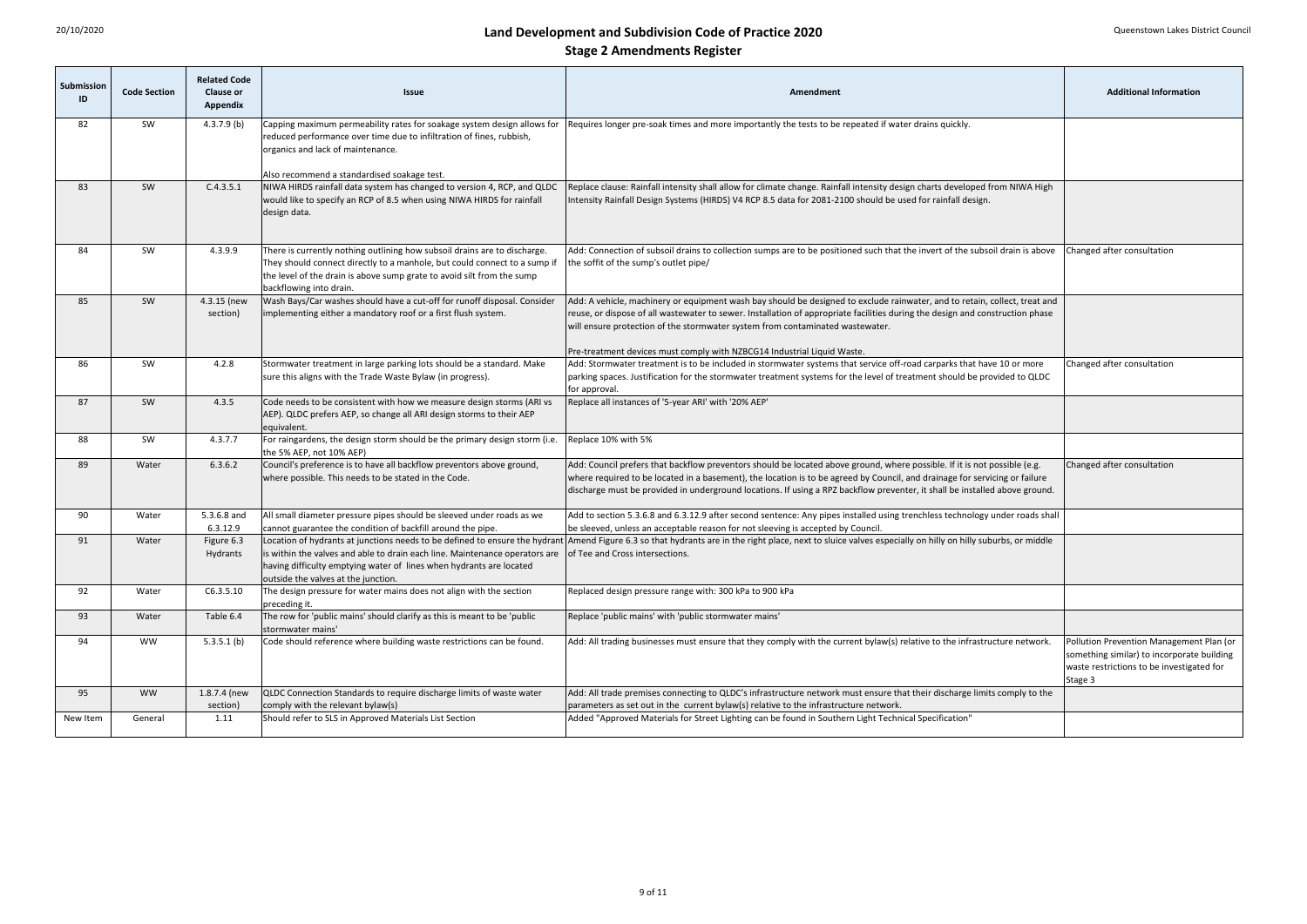# Land Development and Subdivision Code of Practice 2020

## Stage 2 Amendments Register

| Submission ID | Code Section | Related Code Clause or Appendix | Issue | Amendment | Additional Information |
|---|---|---|---|---|---|
| 82 | SW | 4.3.7.9 (b) | Capping maximum permeability rates for soakage system design allows for reduced performance over time due to infiltration of fines, rubbish, organics and lack of maintenance.<br><br>Also recommend a standardised soakage test. | Requires longer pre-soak times and more importantly the tests to be repeated if water drains quickly. | |
| 83 | SW | C.4.3.5.1 | NIWA HIRDS rainfall data system has changed to version 4, RCP, and QLDC would like to specify an RCP of 8.5 when using NIWA HIRDS for rainfall design data. | Replace clause: Rainfall intensity shall allow for climate change. Rainfall intensity design charts developed from NIWA High Intensity Rainfall Design Systems (HIRDS) V4 RCP 8.5 data for 2081-2100 should be used for rainfall design. | |
| 84 | SW | 4.3.9.9 | There is currently nothing outlining how subsoil drains are to discharge. They should connect directly to a manhole, but could connect to a sump if the level of the drain is above sump grate to avoid silt from the sump backflowing into drain. | Add: Connection of subsoil drains to collection sumps are to be positioned such that the invert of the subsoil drain is above the soffit of the sump's outlet pipe/ | Changed after consultation |
| 85 | SW | 4.3.15 (new section) | Wash Bays/Car washes should have a cut-off for runoff disposal. Consider implementing either a mandatory roof or a first flush system. | Add: A vehicle, machinery or equipment wash bay should be designed to exclude rainwater, and to retain, collect, treat and reuse, or dispose of all wastewater to sewer. Installation of appropriate facilities during the design and construction phase will ensure protection of the stormwater system from contaminated wastewater.<br><br>Pre-treatment devices must comply with NZBCG14 Industrial Liquid Waste. | |
| 86 | SW | 4.2.8 | Stormwater treatment in large parking lots should be a standard. Make sure this aligns with the Trade Waste Bylaw (in progress). | Add: Stormwater treatment is to be included in stormwater systems that service off-road carparks that have 10 or more parking spaces. Justification for the stormwater treatment systems for the level of treatment should be provided to QLDC for approval. | Changed after consultation |
| 87 | SW | 4.3.5 | Code needs to be consistent with how we measure design storms (ARI vs AEP). QLDC prefers AEP, so change all ARI design storms to their AEP equivalent. | Replace all instances of '5-year ARI' with '20% AEP' | |
| 88 | SW | 4.3.7.7 | For raingardens, the design storm should be the primary design storm (i.e. the 5% AEP, not 10% AEP) | Replace 10% with 5% | |
| 89 | Water | 6.3.6.2 | Council's preference is to have all backflow preventors above ground, where possible. This needs to be stated in the Code. | Add: Council prefers that backflow preventors should be located above ground, where possible. If it is not possible (e.g. where required to be located in a basement), the location is to be agreed by Council, and drainage for servicing or failure discharge must be provided in underground locations. If using a RPZ backflow preventer, it shall be installed above ground. | Changed after consultation |
| 90 | Water | 5.3.6.8 and 6.3.12.9 | All small diameter pressure pipes should be sleeved under roads as we cannot guarantee the condition of backfill around the pipe. | Add to section 5.3.6.8 and 6.3.12.9 after second sentence: Any pipes installed using trenchless technology under roads shall be sleeved, unless an acceptable reason for not sleeving is accepted by Council. | |
| 91 | Water | Figure 6.3 Hydrants | Location of hydrants at junctions needs to be defined to ensure the hydrant is within the valves and able to drain each line. Maintenance operators are having difficulty emptying water of lines when hydrants are located outside the valves at the junction. | Amend Figure 6.3 so that hydrants are in the right place, next to sluice valves especially on hilly on hilly suburbs, or middle of Tee and Cross intersections. | |
| 92 | Water | C6.3.5.10 | The design pressure for water mains does not align with the section preceding it. | Replaced design pressure range with: 300 kPa to 900 kPa | |
| 93 | Water | Table 6.4 | The row for 'public mains' should clarify as this is meant to be 'public stormwater mains' | Replace 'public mains' with 'public stormwater mains' | |
| 94 | WW | 5.3.5.1 (b) | Code should reference where building waste restrictions can be found. | Add: All trading businesses must ensure that they comply with the current bylaw(s) relative to the infrastructure network. | Pollution Prevention Management Plan (or something similar) to incorporate building waste restrictions to be investigated for Stage 3 |
| 95 | WW | 1.8.7.4 (new section) | QLDC Connection Standards to require discharge limits of waste water comply with the relevant bylaw(s) | Add: All trade premises connecting to QLDC's infrastructure network must ensure that their discharge limits comply to the parameters as set out in the current bylaw(s) relative to the infrastructure network. | |
| New Item | General | 1.11 | Should refer to SLS in Approved Materials List Section | Added "Approved Materials for Street Lighting can be found in Southern Light Technical Specification" | |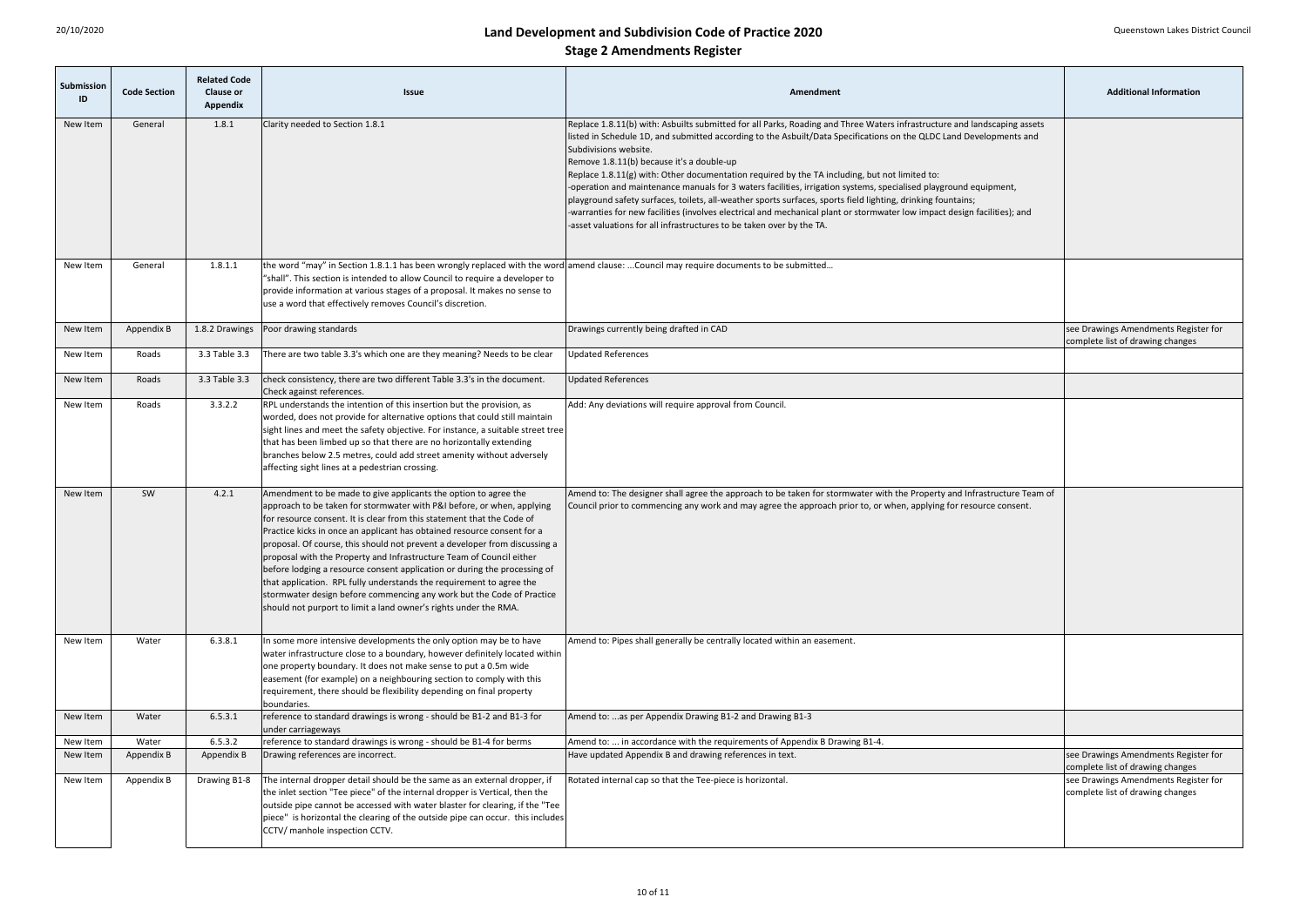# Land Development and Subdivision Code of Practice 2020

## Stage 2 Amendments Register

| Submission ID | Code Section | Related Code Clause or Appendix | Issue | Amendment | Additional Information |
|---|---|---|---|---|---|
| New Item | General | 1.8.1 | Clarity needed to Section 1.8.1 | Replace 1.8.11(b) with: Asbuilts submitted for all Parks, Roading and Three Waters infrastructure and landscaping assets listed in Schedule 1D, and submitted according to the Asbuilt/Data Specifications on the QLDC Land Developments and Subdivisions website.<br>Remove 1.8.11(b) because it's a double-up<br>Replace 1.8.11(g) with: Other documentation required by the TA including, but not limited to:<br>-operation and maintenance manuals for 3 waters facilities, irrigation systems, specialised playground equipment, playground safety surfaces, toilets, all-weather sports surfaces, sports field lighting, drinking fountains;<br>-warranties for new facilities (involves electrical and mechanical plant or stormwater low impact design facilities); and<br>-asset valuations for all infrastructures to be taken over by the TA. | |
| New Item | General | 1.8.1.1 | the word "may" in Section 1.8.1.1 has been wrongly replaced with the word "shall". This section is intended to allow Council to require a developer to provide information at various stages of a proposal. It makes no sense to use a word that effectively removes Council's discretion. | amend clause: ...Council may require documents to be submitted... | |
| New Item | Appendix B | 1.8.2 Drawings | Poor drawing standards | Drawings currently being drafted in CAD | see Drawings Amendments Register for complete list of drawing changes |
| New Item | Roads | 3.3 Table 3.3 | There are two table 3.3's which one are they meaning? Needs to be clear | Updated References | |
| New Item | Roads | 3.3 Table 3.3 | check consistency, there are two different Table 3.3's in the document. Check against references. | Updated References | |
| New Item | Roads | 3.3.2.2 | RPL understands the intention of this insertion but the provision, as worded, does not provide for alternative options that could still maintain sight lines and meet the safety objective. For instance, a suitable street tree that has been limbed up so that there are no horizontally extending branches below 2.5 metres, could add street amenity without adversely affecting sight lines at a pedestrian crossing. | Add: Any deviations will require approval from Council. | |
| New Item | SW | 4.2.1 | Amendment to be made to give applicants the option to agree the approach to be taken for stormwater with P&I before, or when, applying for resource consent. It is clear from this statement that the Code of Practice kicks in once an applicant has obtained resource consent for a proposal. Of course, this should not prevent a developer from discussing a proposal with the Property and Infrastructure Team of Council either before lodging a resource consent application or during the processing of that application. RPL fully understands the requirement to agree the stormwater design before commencing any work but the Code of Practice should not purport to limit a land owner's rights under the RMA. | Amend to: The designer shall agree the approach to be taken for stormwater with the Property and Infrastructure Team of Council prior to commencing any work and may agree the approach prior to, or when, applying for resource consent. | |
| New Item | Water | 6.3.8.1 | In some more intensive developments the only option may be to have water infrastructure close to a boundary, however definitely located within one property boundary. It does not make sense to put a 0.5m wide easement (for example) on a neighbouring section to comply with this requirement, there should be flexibility depending on final property boundaries. | Amend to: Pipes shall generally be centrally located within an easement. | |
| New Item | Water | 6.5.3.1 | reference to standard drawings is wrong - should be B1-2 and B1-3 for under carriageways | Amend to: ...as per Appendix Drawing B1-2 and Drawing B1-3 | |
| New Item | Water | 6.5.3.2 | reference to standard drawings is wrong - should be B1-4 for berms | Amend to: ... in accordance with the requirements of Appendix B Drawing B1-4. | |
| New Item | Appendix B | Appendix B | Drawing references are incorrect. | Have updated Appendix B and drawing references in text. | see Drawings Amendments Register for complete list of drawing changes |
| New Item | Appendix B | Drawing B1-8 | The internal dropper detail should be the same as an external dropper, if the inlet section "Tee piece" of the internal dropper is Vertical, then the outside pipe cannot be accessed with water blaster for clearing, if the "Tee piece" is horizontal the clearing of the outside pipe can occur. this includes CCTV/ manhole inspection CCTV. | Rotated internal cap so that the Tee-piece is horizontal. | see Drawings Amendments Register for complete list of drawing changes |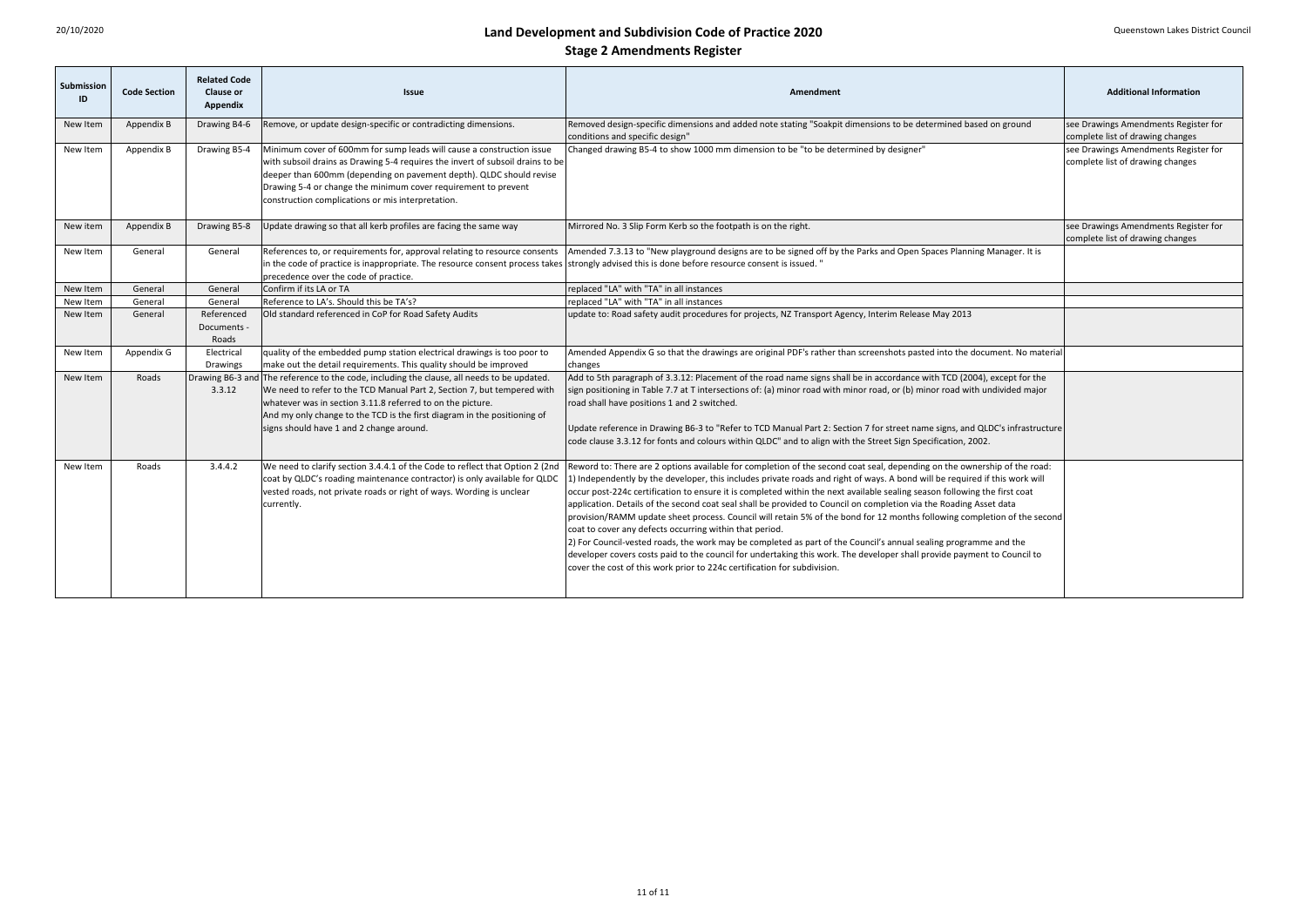# Land Development and Subdivision Code of Practice 2020

## Stage 2 Amendments Register

| Submission ID | Code Section | Related Code Clause or Appendix | Issue | Amendment | Additional Information |
|---|---|---|---|---|---|
| New Item | Appendix B | Drawing B4-6 | Remove, or update design-specific or contradicting dimensions. | Removed design-specific dimensions and added note stating "Soakpit dimensions to be determined based on ground conditions and specific design" | see Drawings Amendments Register for complete list of drawing changes |
| New Item | Appendix B | Drawing B5-4 | Minimum cover of 600mm for sump leads will cause a construction issue with subsoil drains as Drawing 5-4 requires the invert of subsoil drains to be deeper than 600mm (depending on pavement depth). QLDC should revise Drawing 5-4 or change the minimum cover requirement to prevent construction complications or mis interpretation. | Changed drawing B5-4 to show 1000 mm dimension to be "to be determined by designer" | see Drawings Amendments Register for complete list of drawing changes |
| New Item | Appendix B | Drawing B5-8 | Update drawing so that all kerb profiles are facing the same way | Mirrored No. 3 Slip Form Kerb so the footpath is on the right. | see Drawings Amendments Register for complete list of drawing changes |
| New Item | General | General | References to, or requirements for, approval relating to resource consents in the code of practice is inappropriate. The resource consent process takes precedence over the code of practice. | Amended 7.3.13 to "New playground designs are to be signed off by the Parks and Open Spaces Planning Manager. It is strongly advised this is done before resource consent is issued. " | |
| New Item | General | General | Confirm if its LA or TA | replaced "LA" with "TA" in all instances | |
| New Item | General | General | Reference to LA's. Should this be TA's? | replaced "LA" with "TA" in all instances | |
| New Item | General | Referenced Documents - Roads | Old standard referenced in CoP for Road Safety Audits | update to: Road safety audit procedures for projects, NZ Transport Agency, Interim Release May 2013 | |
| New Item | Appendix G | Electrical Drawings | quality of the embedded pump station electrical drawings is too poor to make out the detail requirements. This quality should be improved | Amended Appendix G so that the drawings are original PDF's rather than screenshots pasted into the document. No material changes | |
| New Item | Roads | Drawing B6-3 and 3.3.12 | The reference to the code, including the clause, all needs to be updated. We need to refer to the TCD Manual Part 2, Section 7, but tempered with whatever was in section 3.11.8 referred to on the picture. And my only change to the TCD is the first diagram in the positioning of signs should have 1 and 2 change around. | Add to 5th paragraph of 3.3.12: Placement of the road name signs shall be in accordance with TCD (2004), except for the sign positioning in Table 7.7 at T intersections of: (a) minor road with minor road, or (b) minor road with undivided major road shall have positions 1 and 2 switched.<br><br>Update reference in Drawing B6-3 to "Refer to TCD Manual Part 2: Section 7 for street name signs, and QLDC's infrastructure code clause 3.3.12 for fonts and colours within QLDC" and to align with the Street Sign Specification, 2002. | |
| New Item | Roads | 3.4.4.2 | We need to clarify section 3.4.4.1 of the Code to reflect that Option 2 (2nd coat by QLDC's roading maintenance contractor) is only available for QLDC vested roads, not private roads or right of ways. Wording is unclear currently. | Reword to: There are 2 options available for completion of the second coat seal, depending on the ownership of the road:<br>1) Independently by the developer, this includes private roads and right of ways. A bond will be required if this work will occur post-224c certification to ensure it is completed within the next available sealing season following the first coat application. Details of the second coat seal shall be provided to Council on completion via the Roading Asset data provision/RAMM update sheet process. Council will retain 5% of the bond for 12 months following completion of the second coat to cover any defects occurring within that period.<br>2) For Council-vested roads, the work may be completed as part of the Council's annual sealing programme and the developer covers costs paid to the council for undertaking this work. The developer shall provide payment to Council to cover the cost of this work prior to 224c certification for subdivision. | |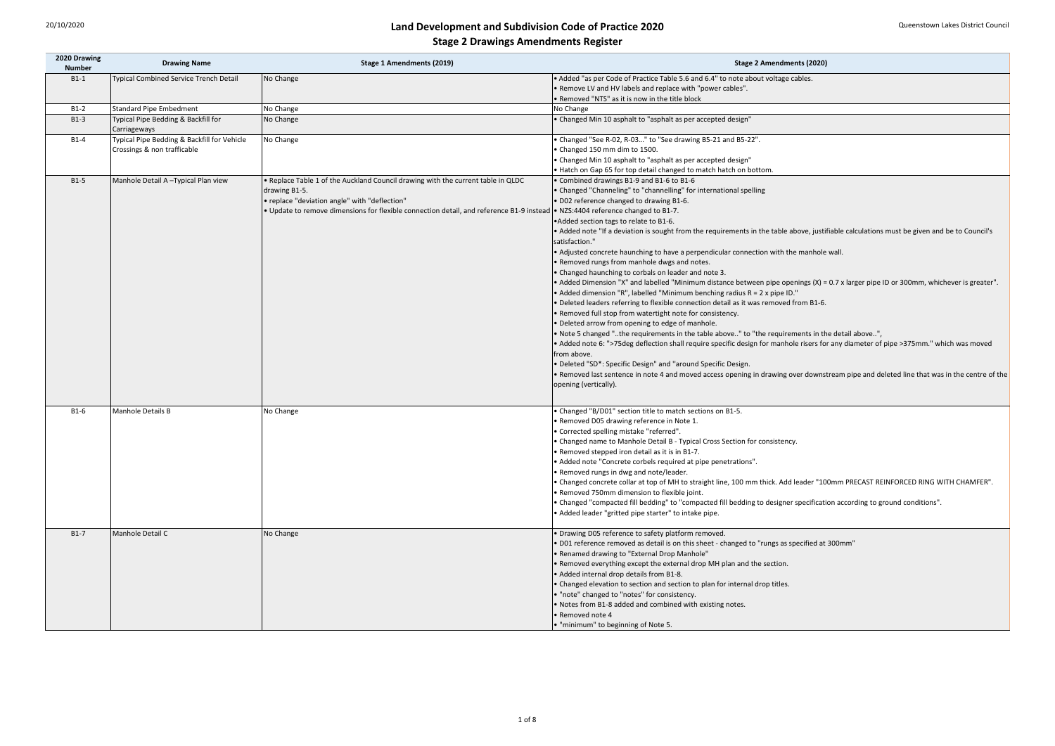# Land Development and Subdivision Code of Practice 2020

## Stage 2 Drawings Amendments Register

| 2020 Drawing Number | Drawing Name | Stage 1 Amendments (2019) | Stage 2 Amendments (2020) |
|---|---|---|---|
| B1-1 | Typical Combined Service Trench Detail | No Change | • Added "as per Code of Practice Table 5.6 and 6.4" to note about voltage cables.<br>• Remove LV and HV labels and replace with "power cables".<br>• Removed "NTS" as it is now in the title block |
| B1-2 | Standard Pipe Embedment | No Change | No Change |
| B1-3 | Typical Pipe Bedding & Backfill for Carriageways | No Change | • Changed Min 10 asphalt to "asphalt as per accepted design" |
| B1-4 | Typical Pipe Bedding & Backfill for Vehicle Crossings & non trafficable | No Change | • Changed "See R-02, R-03…" to "See drawing B5-21 and B5-22".<br>• Changed 150 mm dim to 1500.<br>• Changed Min 10 asphalt to "asphalt as per accepted design"<br>• Hatch on Gap 65 for top detail changed to match hatch on bottom. |
| B1-5 | Manhole Detail A –Typical Plan view | • Replace Table 1 of the Auckland Council drawing with the current table in QLDC drawing B1-5.<br>• replace "deviation angle" with "deflection"<br>• Update to remove dimensions for flexible connection detail, and reference B1-9 instead | • Combined drawings B1-9 and B1-6 to B1-6<br>• Changed "Channeling" to "channelling" for international spelling<br>• D02 reference changed to drawing B1-6.<br>• NZS:4404 reference changed to B1-7.<br>•Added section tags to relate to B1-6.<br>• Added note "If a deviation is sought from the requirements in the table above, justifiable calculations must be given and be to Council's satisfaction."<br>• Adjusted concrete haunching to have a perpendicular connection with the manhole wall.<br>• Removed rungs from manhole dwgs and notes.<br>• Changed haunching to corbals on leader and note 3.<br>• Added Dimension "X" and labelled "Minimum distance between pipe openings (X) = 0.7 x larger pipe ID or 300mm, whichever is greater".<br>• Added dimension "R", labelled "Minimum benching radius R = 2 x pipe ID."<br>• Deleted leaders referring to flexible connection detail as it was removed from B1-6.<br>• Removed full stop from watertight note for consistency.<br>• Deleted arrow from opening to edge of manhole.<br>• Note 5 changed "..the requirements in the table above.." to "the requirements in the detail above..",<br>• Added note 6: ">75deg deflection shall require specific design for manhole risers for any diameter of pipe >375mm." which was moved from above.<br>• Deleted "SD*: Specific Design" and "around Specific Design.<br>• Removed last sentence in note 4 and moved access opening in drawing over downstream pipe and deleted line that was in the centre of the opening (vertically). |
| B1-6 | Manhole Details B | No Change | • Changed "B/D01" section title to match sections on B1-5.<br>• Removed D05 drawing reference in Note 1.<br>• Corrected spelling mistake "referred".<br>• Changed name to Manhole Detail B - Typical Cross Section for consistency.<br>• Removed stepped iron detail as it is in B1-7.<br>• Added note "Concrete corbels required at pipe penetrations".<br>• Removed rungs in dwg and note/leader.<br>• Changed concrete collar at top of MH to straight line, 100 mm thick. Add leader "100mm PRECAST REINFORCED RING WITH CHAMFER".<br>• Removed 750mm dimension to flexible joint.<br>• Changed "compacted fill bedding" to "compacted fill bedding to designer specification according to ground conditions".<br>• Added leader "gritted pipe starter" to intake pipe. |
| B1-7 | Manhole Detail C | No Change | • Drawing D05 reference to safety platform removed.<br>• D01 reference removed as detail is on this sheet - changed to "rungs as specified at 300mm"<br>• Renamed drawing to "External Drop Manhole"<br>• Removed everything except the external drop MH plan and the section.<br>• Added internal drop details from B1-8.<br>• Changed elevation to section and section to plan for internal drop titles.<br>• "note" changed to "notes" for consistency.<br>• Notes from B1-8 added and combined with existing notes.<br>• Removed note 4<br>• "minimum" to beginning of Note 5. |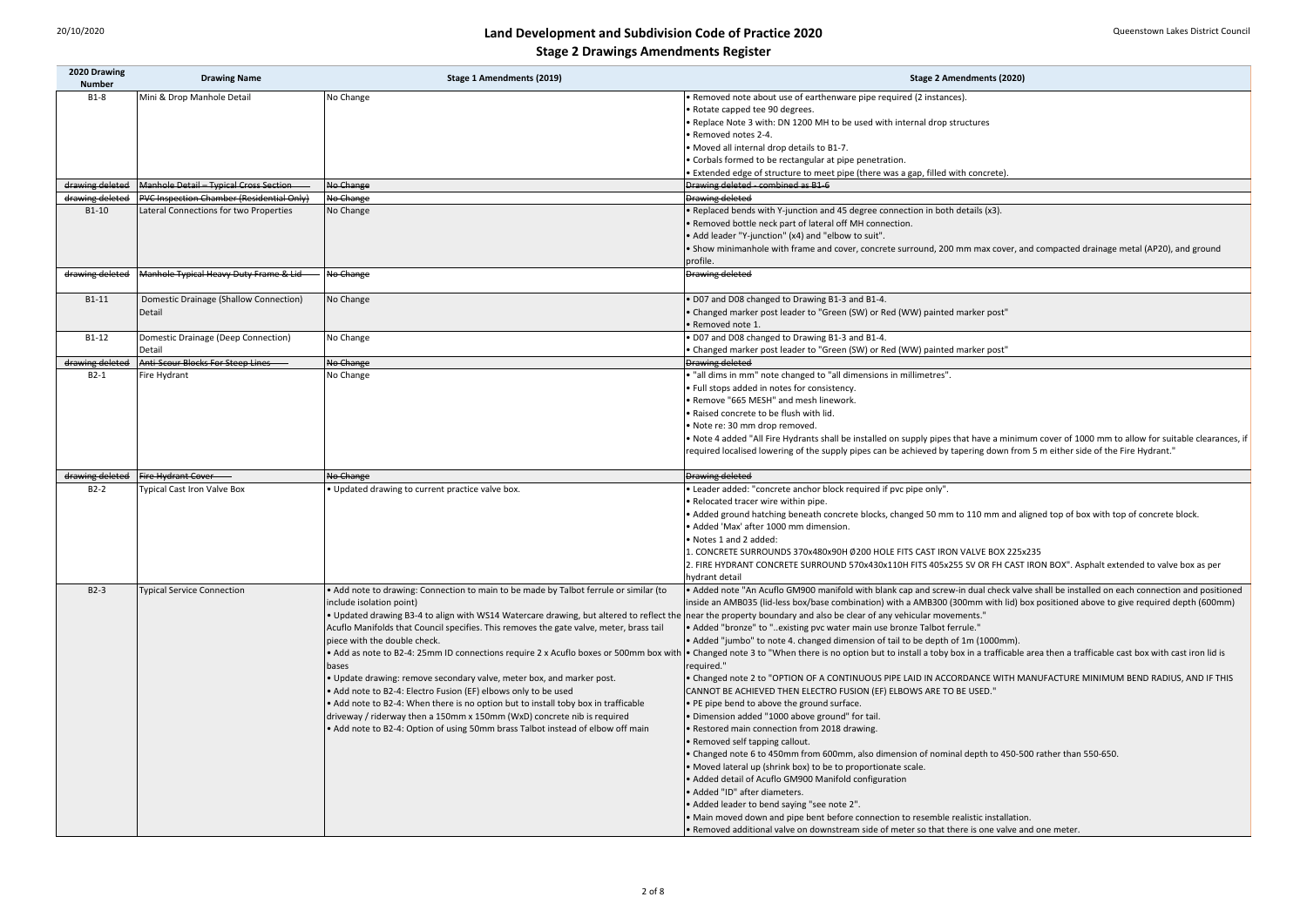# Land Development and Subdivision Code of Practice 2020

## Stage 2 Drawings Amendments Register

| 2020 Drawing Number | Drawing Name | Stage 1 Amendments (2019) | Stage 2 Amendments (2020) |
|---|---|---|---|
| B1-8 | Mini & Drop Manhole Detail | No Change | • Removed note about use of earthenware pipe required (2 instances).<br>• Rotate capped tee 90 degrees.<br>• Replace Note 3 with: DN 1200 MH to be used with internal drop structures<br>• Removed notes 2-4.<br>• Moved all internal drop details to B1-7.<br>• Corbals formed to be rectangular at pipe penetration.<br>• Extended edge of structure to meet pipe (there was a gap, filled with concrete). |
| ~~drawing deleted~~ | ~~Manhole Detail – Typical Cross Section~~ | ~~No Change~~ | ~~Drawing deleted - combined as B1-6~~ |
| ~~drawing deleted~~ | ~~PVC Inspection Chamber (Residential Only)~~ | ~~No Change~~ | ~~Drawing deleted~~ |
| B1-10 | Lateral Connections for two Properties | No Change | • Replaced bends with Y-junction and 45 degree connection in both details (x3).<br>• Removed bottle neck part of lateral off MH connection.<br>• Add leader "Y-junction" (x4) and "elbow to suit".<br>• Show minimanhole with frame and cover, concrete surround, 200 mm max cover, and compacted drainage metal (AP20), and ground profile. |
| ~~drawing deleted~~ | ~~Manhole Typical Heavy Duty Frame & Lid~~ | ~~No Change~~ | ~~Drawing deleted~~ |
| B1-11 | Domestic Drainage (Shallow Connection) Detail | No Change | • D07 and D08 changed to Drawing B1-3 and B1-4.<br>• Changed marker post leader to "Green (SW) or Red (WW) painted marker post"<br>• Removed note 1. |
| B1-12 | Domestic Drainage (Deep Connection) Detail | No Change | • D07 and D08 changed to Drawing B1-3 and B1-4.<br>• Changed marker post leader to "Green (SW) or Red (WW) painted marker post" |
| ~~drawing deleted~~ | ~~Anti-Scour Blocks For Steep Lines~~ | ~~No Change~~ | ~~Drawing deleted~~ |
| B2-1 | Fire Hydrant | No Change | • "all dims in mm" note changed to "all dimensions in millimetres".<br>• Full stops added in notes for consistency.<br>• Remove "665 MESH" and mesh linework.<br>• Raised concrete to be flush with lid.<br>• Note re: 30 mm drop removed.<br>• Note 4 added "All Fire Hydrants shall be installed on supply pipes that have a minimum cover of 1000 mm to allow for suitable clearances, if required localised lowering of the supply pipes can be achieved by tapering down from 5 m either side of the Fire Hydrant." |
| ~~drawing deleted~~ | ~~Fire Hydrant Cover~~ | ~~No Change~~ | ~~Drawing deleted~~ |
| B2-2 | Typical Cast Iron Valve Box | • Updated drawing to current practice valve box. | • Leader added: "concrete anchor block required if pvc pipe only".<br>• Relocated tracer wire within pipe.<br>• Added ground hatching beneath concrete blocks, changed 50 mm to 110 mm and aligned top of box with top of concrete block.<br>• Added 'Max' after 1000 mm dimension.<br>• Notes 1 and 2 added:<br>1. CONCRETE SURROUNDS 370x480x90H Ø200 HOLE FITS CAST IRON VALVE BOX 225x235<br>2. FIRE HYDRANT CONCRETE SURROUND 570x430x110H FITS 405x255 SV OR FH CAST IRON BOX". Asphalt extended to valve box as per hydrant detail |
| B2-3 | Typical Service Connection | • Add note to drawing: Connection to main to be made by Talbot ferrule or similar (to include isolation point)<br>• Updated drawing B3-4 to align with WS14 Watercare drawing, but altered to reflect the Acuflo Manifolds that Council specifies. This removes the gate valve, meter, brass tail piece with the double check.<br>• Add as note to B2-4: 25mm ID connections require 2 x Acuflo boxes or 500mm box with bases<br>• Update drawing: remove secondary valve, meter box, and marker post.<br>• Add note to B2-4: Electro Fusion (EF) elbows only to be used<br>• Add note to B2-4: When there is no option but to install toby box in trafficable driveway / riderway then a 150mm x 150mm (WxD) concrete nib is required<br>• Add note to B2-4: Option of using 50mm brass Talbot instead of elbow off main | • Added note "An Acuflo GM900 manifold with blank cap and screw-in dual check valve shall be installed on each connection and positioned inside an AMB035 (lid-less box/base combination) with a AMB300 (300mm with lid) box positioned above to give required depth (600mm) near the property boundary and also be clear of any vehicular movements."<br>• Added "bronze" to "..existing pvc water main use bronze Talbot ferrule."<br>• Added "jumbo" to note 4. changed dimension of tail to be depth of 1m (1000mm).<br>• Changed note 3 to "When there is no option but to install a toby box in a trafficable area then a trafficable cast box with cast iron lid is required."<br>• Changed note 2 to "OPTION OF A CONTINUOUS PIPE LAID IN ACCORDANCE WITH MANUFACTURE MINIMUM BEND RADIUS, AND IF THIS CANNOT BE ACHIEVED THEN ELECTRO FUSION (EF) ELBOWS ARE TO BE USED."<br>• PE pipe bend to above the ground surface.<br>• Dimension added "1000 above ground" for tail.<br>• Restored main connection from 2018 drawing.<br>• Removed self tapping callout.<br>• Changed note 6 to 450mm from 600mm, also dimension of nominal depth to 450-500 rather than 550-650.<br>• Moved lateral up (shrink box) to be to proportionate scale.<br>• Added detail of Acuflo GM900 Manifold configuration<br>• Added "ID" after diameters.<br>• Added leader to bend saying "see note 2".<br>• Main moved down and pipe bent before connection to resemble realistic installation.<br>• Removed additional valve on downstream side of meter so that there is one valve and one meter. |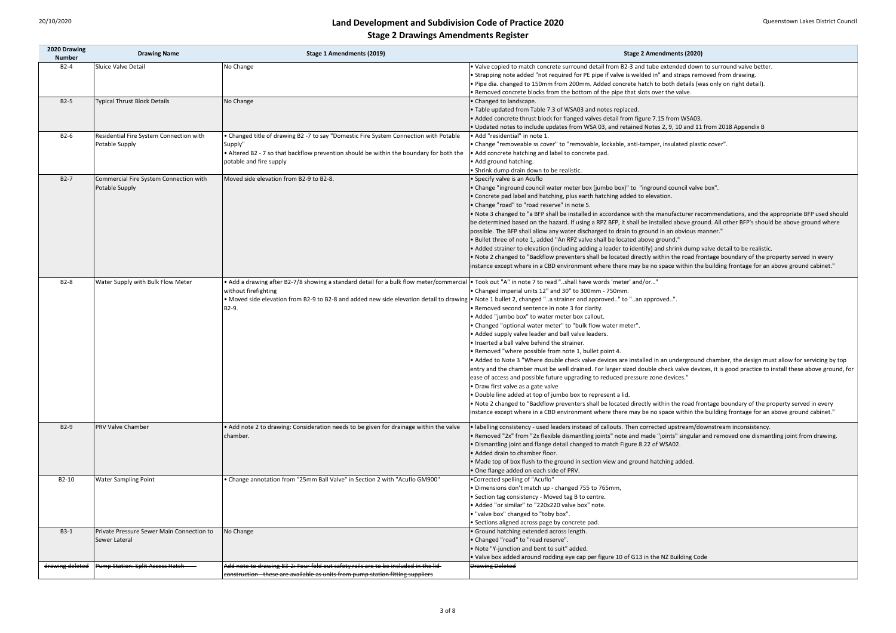# Land Development and Subdivision Code of Practice 2020

## Stage 2 Drawings Amendments Register

| 2020 Drawing Number | Drawing Name | Stage 1 Amendments (2019) | Stage 2 Amendments (2020) |
|---|---|---|---|
| B2-4 | Sluice Valve Detail | No Change | • Valve copied to match concrete surround detail from B2-3 and tube extended down to surround valve better.<br>• Strapping note added "not required for PE pipe if valve is welded in" and straps removed from drawing.<br>• Pipe dia. changed to 150mm from 200mm. Added concrete hatch to both details (was only on right detail).<br>• Removed concrete blocks from the bottom of the pipe that slots over the valve. |
| B2-5 | Typical Thrust Block Details | No Change | • Changed to landscape.<br>• Table updated from Table 7.3 of WSA03 and notes replaced.<br>• Added concrete thrust block for flanged valves detail from figure 7.15 from WSA03.<br>• Updated notes to include updates from WSA 03, and retained Notes 2, 9, 10 and 11 from 2018 Appendix B |
| B2-6 | Residential Fire System Connection with Potable Supply | • Changed title of drawing B2 -7 to say "Domestic Fire System Connection with Potable Supply"<br>• Altered B2 - 7 so that backflow prevention should be within the boundary for both the potable and fire supply | • Add "residential" in note 1.<br>• Change "removeable ss cover" to "removable, lockable, anti-tamper, insulated plastic cover".<br>• Add concrete hatching and label to concrete pad.<br>• Add ground hatching.<br>• Shrink dump drain down to be realistic. |
| B2-7 | Commercial Fire System Connection with Potable Supply | Moved side elevation from B2-9 to B2-8. | • Specify valve is an Acuflo<br>• Change "inground council water meter box (jumbo box)" to "inground council valve box".<br>• Concrete pad label and hatching, plus earth hatching added to elevation.<br>• Change "road" to "road reserve" in note 5.<br>• Note 3 changed to "a BFP shall be installed in accordance with the manufacturer recommendations, and the appropriate BFP used should be determined based on the hazard. If using a RPZ BFP, it shall be installed above ground. All other BFP's should be above ground where possible. The BFP shall allow any water discharged to drain to ground in an obvious manner."<br>• Bullet three of note 1, added "An RPZ valve shall be located above ground."<br>• Added strainer to elevation (including adding a leader to identify) and shrink dump valve detail to be realistic.<br>• Note 2 changed to "Backflow preventers shall be located directly within the road frontage boundary of the property served in every instance except where in a CBD environment where there may be no space within the building frontage for an above ground cabinet." |
| B2-8 | Water Supply with Bulk Flow Meter | • Add a drawing after B2-7/8 showing a standard detail for a bulk flow meter/commercial without firefighting<br>• Moved side elevation from B2-9 to B2-8 and added new side elevation detail to drawing B2-9. | • Took out "A" in note 7 to read "..shall have words 'meter' and/or..."<br>• Changed imperial units 12" and 30" to 300mm - 750mm.<br>• Note 1 bullet 2, changed "..a strainer and approved.." to "..an approved..".<br>• Removed second sentence in note 3 for clarity.<br>• Added "jumbo box" to water meter box callout.<br>• Changed "optional water meter" to "bulk flow water meter".<br>• Added supply valve leader and ball valve leaders.<br>• Inserted a ball valve behind the strainer.<br>• Removed "where possible from note 1, bullet point 4.<br>• Added to Note 3 "Where double check valve devices are installed in an underground chamber, the design must allow for servicing by top entry and the chamber must be well drained. For larger sized double check valve devices, it is good practice to install these above ground, for ease of access and possible future upgrading to reduced pressure zone devices."<br>• Draw first valve as a gate valve<br>• Double line added at top of jumbo box to represent a lid.<br>• Note 2 changed to "Backflow preventers shall be located directly within the road frontage boundary of the property served in every instance except where in a CBD environment where there may be no space within the building frontage for an above ground cabinet." |
| B2-9 | PRV Valve Chamber | • Add note 2 to drawing: Consideration needs to be given for drainage within the valve chamber. | • labelling consistency - used leaders instead of callouts. Then corrected upstream/downstream inconsistency.<br>• Removed "2x" from "2x flexible dismantling joints" note and made "joints" singular and removed one dismantling joint from drawing.<br>• Dismantling joint and flange detail changed to match Figure 8.22 of WSA02.<br>• Added drain to chamber floor.<br>• Made top of box flush to the ground in section view and ground hatching added.<br>• One flange added on each side of PRV. |
| B2-10 | Water Sampling Point | • Change annotation from "25mm Ball Valve" in Section 2 with "Acuflo GM900" | •Corrected spelling of "Acuflo"<br>• Dimensions don't match up - changed 755 to 765mm,<br>• Section tag consistency - Moved tag B to centre.<br>• Added "or similar" to "220x220 valve box" note.<br>• "valve box" changed to "toby box".<br>• Sections aligned across page by concrete pad. |
| B3-1 | Private Pressure Sewer Main Connection to Sewer Lateral | No Change | • Ground hatching extended across length.<br>• Changed "road" to "road reserve".<br>• Note "Y-junction and bent to suit" added.<br>• Valve box added around rodding eye cap per figure 10 of G13 in the NZ Building Code |
| ~~drawing deleted~~ | ~~Pump Station: Split Access Hatch~~ | ~~Add note to drawing B3-2: Four fold out safety rails are to be included in the lid construction - these are available as units from pump station fitting suppliers~~ | ~~Drawing Deleted~~ |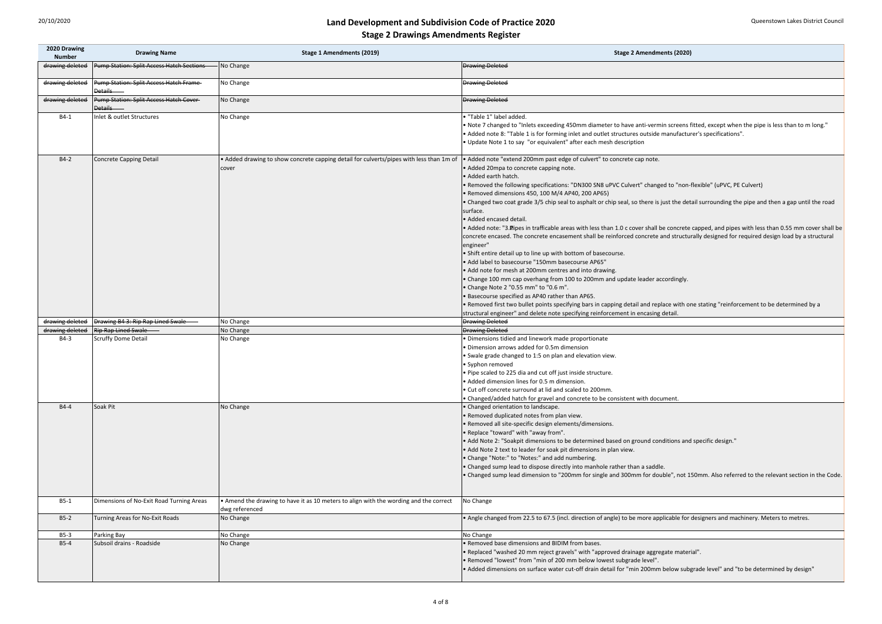# Land Development and Subdivision Code of Practice 2020

## Stage 2 Drawings Amendments Register

| 2020 Drawing Number | Drawing Name | Stage 1 Amendments (2019) | Stage 2 Amendments (2020) |
|---|---|---|---|
| ~~drawing deleted~~ | ~~Pump Station: Split Access Hatch Sections~~ | No Change | ~~Drawing Deleted~~ |
| ~~drawing deleted~~ | ~~Pump Station: Split Access Hatch Frame Details~~ | No Change | ~~Drawing Deleted~~ |
| ~~drawing deleted~~ | ~~Pump Station: Split Access Hatch Cover Details~~ | No Change | ~~Drawing Deleted~~ |
| B4-1 | Inlet & outlet Structures | No Change | • "Table 1" label added.<br>• Note 7 changed to "Inlets exceeding 450mm diameter to have anti-vermin screens fitted, except when the pipe is less than to m long."<br>• Added note 8: "Table 1 is for forming inlet and outlet structures outside manufacturer's specifications".<br>• Update Note 1 to say "or equivalent" after each mesh description |
| B4-2 | Concrete Capping Detail | • Added drawing to show concrete capping detail for culverts/pipes with less than 1m of cover | • Added note "extend 200mm past edge of culvert" to concrete cap note.<br>• Added 20mpa to concrete capping note.<br>• Added earth hatch.<br>• Removed the following specifications: "DN300 SN8 uPVC Culvert" changed to "non-flexible" (uPVC, PE Culvert)<br>• Removed dimensions 450, 100 M/4 AP40, 200 AP65)<br>• Changed two coat grade 3/5 chip seal to asphalt or chip seal, so there is just the detail surrounding the pipe and then a gap until the road surface.<br>• Added encased detail.<br>• Added note: "3.Pipes in trafficable areas with less than 1.0 c cover shall be concrete capped, and pipes with less than 0.55 mm cover shall be concrete encased. The concrete encasement shall be reinforced concrete and structurally designed for required design load by a structural engineer"<br>• Shift entire detail up to line up with bottom of basecourse.<br>• Add label to basecourse "150mm basecourse AP65"<br>• Add note for mesh at 200mm centres and into drawing.<br>• Change 100 mm cap overhang from 100 to 200mm and update leader accordingly.<br>• Change Note 2 "0.55 mm" to "0.6 m".<br>• Basecourse specified as AP40 rather than AP65.<br>• Removed first two bullet points specifying bars in capping detail and replace with one stating "reinforcement to be determined by a structural engineer" and delete note specifying reinforcement in encasing detail. |
| ~~drawing deleted~~ | ~~Drawing B4-3: Rip Rap Lined Swale~~ | No Change | ~~Drawing Deleted~~ |
| ~~drawing deleted~~ | ~~Rip Rap Lined Swale~~ | No Change | ~~Drawing Deleted~~ |
| B4-3 | Scruffy Dome Detail | No Change | • Dimensions tidied and linework made proportionate<br>• Dimension arrows added for 0.5m dimension<br>• Swale grade changed to 1:5 on plan and elevation view.<br>• Syphon removed<br>• Pipe scaled to 225 dia and cut off just inside structure.<br>• Added dimension lines for 0.5 m dimension.<br>• Cut off concrete surround at lid and scaled to 200mm.<br>• Changed/added hatch for gravel and concrete to be consistent with document. |
| B4-4 | Soak Pit | No Change | • Changed orientation to landscape.<br>• Removed duplicated notes from plan view.<br>• Removed all site-specific design elements/dimensions.<br>• Replace "toward" with "away from".<br>• Add Note 2: "Soakpit dimensions to be determined based on ground conditions and specific design."<br>• Add Note 2 text to leader for soak pit dimensions in plan view.<br>• Change "Note:" to "Notes:" and add numbering.<br>• Changed sump lead to dispose directly into manhole rather than a saddle.<br>• Changed sump lead dimension to "200mm for single and 300mm for double", not 150mm. Also referred to the relevant section in the Code. |
| B5-1 | Dimensions of No-Exit Road Turning Areas | • Amend the drawing to have it as 10 meters to align with the wording and the correct dwg referenced | No Change |
| B5-2 | Turning Areas for No-Exit Roads | No Change | • Angle changed from 22.5 to 67.5 (incl. direction of angle) to be more applicable for designers and machinery. Meters to metres. |
| B5-3 | Parking Bay | No Change | No Change |
| B5-4 | Subsoil drains - Roadside | No Change | • Removed base dimensions and BIDIM from bases.<br>• Replaced "washed 20 mm reject gravels" with "approved drainage aggregate material".<br>• Removed "lowest" from "min of 200 mm below lowest subgrade level".<br>• Added dimensions on surface water cut-off drain detail for "min 200mm below subgrade level" and "to be determined by design" |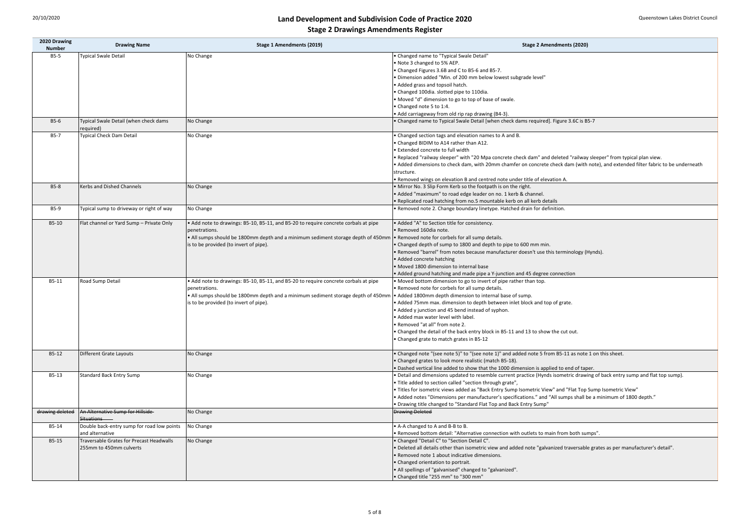# Land Development and Subdivision Code of Practice 2020

## Stage 2 Drawings Amendments Register

| 2020 Drawing Number | Drawing Name | Stage 1 Amendments (2019) | Stage 2 Amendments (2020) |
|---|---|---|---|
| B5-5 | Typical Swale Detail | No Change | • Changed name to "Typical Swale Detail"<br>• Note 3 changed to 5% AEP.<br>• Changed Figures 3.6B and C to B5-6 and B5-7.<br>• Dimension added "Min. of 200 mm below lowest subgrade level"<br>• Added grass and topsoil hatch.<br>• Changed 100dia. slotted pipe to 110dia.<br>• Moved "d" dimension to go to top of base of swale.<br>• Changed note 5 to 1:4.<br>• Add carriageway from old rip rap drawing (B4-3). |
| B5-6 | Typical Swale Detail (when check dams required) | No Change | • Changed name to Typical Swale Detail [when check dams required]. Figure 3.6C is B5-7 |
| B5-7 | Typical Check Dam Detail | No Change | • Changed section tags and elevation names to A and B.<br>• Changed BIDIM to A14 rather than A12.<br>• Extended concrete to full width<br>• Replaced "railway sleeper" with "20 Mpa concrete check dam" and deleted "railway sleeper" from typical plan view.<br>• Added dimensions to check dam, with 20mm chamfer on concrete check dam (with note), and extended filter fabric to be underneath structure.<br>• Removed wings on elevation B and centred note under title of elevation A. |
| B5-8 | Kerbs and Dished Channels | No Change | • Mirror No. 3 Slip Form Kerb so the footpath is on the right.<br>• Added "maximum" to road edge leader on no. 1 kerb & channel.<br>• Replicated road hatching from no.5 mountable kerb on all kerb details |
| B5-9 | Typical sump to driveway or right of way | No Change | • Removed note 2. Change boundary linetype. Hatched drain for definition. |
| B5-10 | Flat channel or Yard Sump – Private Only | • Add note to drawings: B5-10, B5-11, and B5-20 to require concrete corbals at pipe penetrations.<br>• All sumps should be 1800mm depth and a minimum sediment storage depth of 450mm is to be provided (to invert of pipe). | • Added "A" to Section title for consistency.<br>• Removed 160dia note.<br>• Removed note for corbels for all sump details.<br>• Changed depth of sump to 1800 and depth to pipe to 600 mm min.<br>• Removed "barrel" from notes because manufacturer doesn't use this terminology (Hynds).<br>• Added concrete hatching<br>• Moved 1800 dimension to internal base<br>• Added ground hatching and made pipe a Y-junction and 45 degree connection |
| B5-11 | Road Sump Detail | • Add note to drawings: B5-10, B5-11, and B5-20 to require concrete corbals at pipe penetrations.<br>• All sumps should be 1800mm depth and a minimum sediment storage depth of 450mm is to be provided (to invert of pipe). | • Moved bottom dimension to go to invert of pipe rather than top.<br>• Removed note for corbels for all sump details.<br>• Added 1800mm depth dimension to internal base of sump.<br>• Added 75mm max. dimension to depth between inlet block and top of grate.<br>• Added y junction and 45 bend instead of syphon.<br>• Added max water level with label.<br>• Removed "at all" from note 2.<br>• Changed the detail of the back entry block in B5-11 and 13 to show the cut out.<br>• Changed grate to match grates in B5-12 |
| B5-12 | Different Grate Layouts | No Change | • Changed note "(see note 5)" to "(see note 1)" and added note 5 from B5-11 as note 1 on this sheet.<br>• Changed grates to look more realistic (match B5-18).<br>• Dashed vertical line added to show that the 1000 dimension is applied to end of taper. |
| B5-13 | Standard Back Entry Sump | No Change | • Detail and dimensions updated to resemble current practice (Hynds isometric drawing of back entry sump and flat top sump).<br>• Title added to section called "section through grate",<br>• Titles for isometric views added as "Back Entry Sump Isometric View" and "Flat Top Sump Isometric View"<br>• Added notes "Dimensions per manufacturer's specifications." and "All sumps shall be a minimum of 1800 depth."<br>• Drawing title changed to "Standard Flat Top and Back Entry Sump" |
| ~~drawing deleted~~ | ~~An Alternative Sump for Hillside Situations~~ | No Change | ~~Drawing Deleted~~ |
| B5-14 | Double back-entry sump for road low points and alternative | No Change | • A-A changed to A and B-B to B.<br>• Removed bottom detail: "Alternative connection with outlets to main from both sumps". |
| B5-15 | Traversable Grates for Precast Headwalls 255mm to 450mm culverts | No Change | • Changed "Detail C" to "Section Detail C".<br>• Deleted all details other than isometric view and added note "galvanized traversable grates as per manufacturer's detail".<br>• Removed note 1 about indicative dimensions.<br>• Changed orientation to portrait.<br>• All spellings of "galvanised" changed to "galvanized".<br>• Changed title "255 mm" to "300 mm" |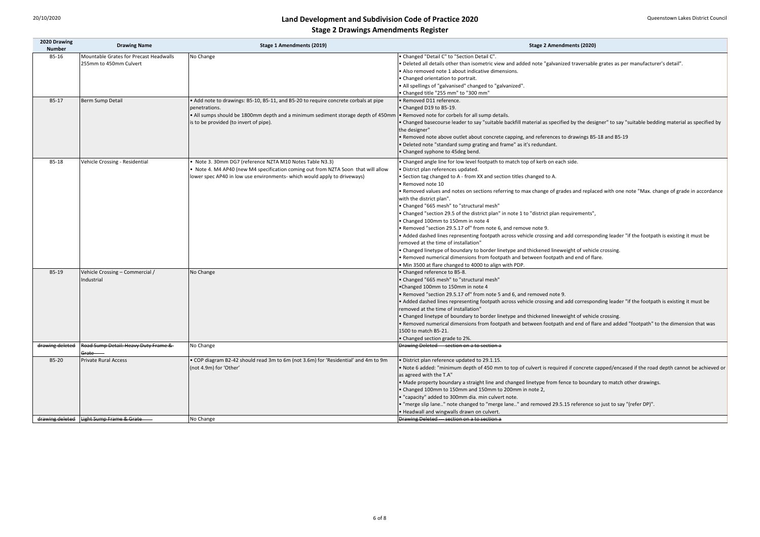# Land Development and Subdivision Code of Practice 2020

## Stage 2 Drawings Amendments Register

| 2020 Drawing Number | Drawing Name | Stage 1 Amendments (2019) | Stage 2 Amendments (2020) |
|---|---|---|---|
| B5-16 | Mountable Grates for Precast Headwalls 255mm to 450mm Culvert | No Change | • Changed "Detail C" to "Section Detail C".<br>• Deleted all details other than isometric view and added note "galvanized traversable grates as per manufacturer's detail".<br>• Also removed note 1 about indicative dimensions.<br>• Changed orientation to portrait.<br>• All spellings of "galvanised" changed to "galvanized".<br>• Changed title "255 mm" to "300 mm" |
| B5-17 | Berm Sump Detail | • Add note to drawings: B5-10, B5-11, and B5-20 to require concrete corbals at pipe penetrations.<br>• All sumps should be 1800mm depth and a minimum sediment storage depth of 450mm is to be provided (to invert of pipe). | • Removed D11 reference.<br>• Changed D19 to B5-19.<br>• Removed note for corbels for all sump details.<br>• Changed basecourse leader to say "suitable backfill material as specified by the designer" to say "suitable bedding material as specified by the designer"<br>• Removed note above outlet about concrete capping, and references to drawings B5-18 and B5-19<br>• Deleted note "standard sump grating and frame" as it's redundant.<br>• Changed syphone to 45deg bend. |
| B5-18 | Vehicle Crossing - Residential | • Note 3. 30mm DG7 (reference NZTA M10 Notes Table N3.3)<br>• Note 4. M4 AP40 (new M4 specification coming out from NZTA Soon that will allow lower spec AP40 in low use environments- which would apply to driveways) | • Changed angle line for low level footpath to match top of kerb on each side.<br>• District plan references updated.<br>• Section tag changed to A - from XX and section titles changed to A.<br>• Removed note 10<br>• Removed values and notes on sections referring to max change of grades and replaced with one note "Max. change of grade in accordance with the district plan".<br>• Changed "665 mesh" to "structural mesh"<br>• Changed "section 29.5 of the district plan" in note 1 to "district plan requirements",<br>• Changed 100mm to 150mm in note 4<br>• Removed "section 29.5.17 of" from note 6, and remove note 9.<br>• Added dashed lines representing footpath across vehicle crossing and add corresponding leader "if the footpath is existing it must be removed at the time of installation"<br>• Changed linetype of boundary to border linetype and thickened lineweight of vehicle crossing.<br>• Removed numerical dimensions from footpath and between footpath and end of flare.<br>• Min 3500 at flare changed to 4000 to align with PDP. |
| B5-19 | Vehicle Crossing – Commercial / Industrial | No Change | • Changed reference to B5-8.<br>• Changed "665 mesh" to "structural mesh"<br>• Changed 100mm to 150mm in note 4<br>• Removed "section 29.5.17 of" from note 5 and 6, and removed note 9.<br>• Added dashed lines representing footpath across vehicle crossing and add corresponding leader "if the footpath is existing it must be removed at the time of installation"<br>• Changed linetype of boundary to border linetype and thickened lineweight of vehicle crossing.<br>• Removed numerical dimensions from footpath and between footpath and end of flare and added "footpath" to the dimension that was 1500 to match B5-21.<br>• Changed section grade to 2%. |
| ~~drawing deleted~~ | ~~Road Sump Detail: Heavy Duty Frame & Grate~~ | No Change | ~~Drawing Deleted --- section on a to section a~~ |
| B5-20 | Private Rural Access | • COP diagram B2-42 should read 3m to 6m (not 3.6m) for 'Residential' and 4m to 9m (not 4.9m) for 'Other' | • District plan reference updated to 29.1.15.<br>• Note 6 added: "minimum depth of 450 mm to top of culvert is required if concrete capped/encased if the road depth cannot be achieved or as agreed with the T.A"<br>• Made property boundary a straight line and changed linetype from fence to boundary to match other drawings.<br>• Changed 100mm to 150mm and 150mm to 200mm in note 2,<br>• "capacity" added to 300mm dia. min culvert note.<br>• "merge slip lane.." note changed to "merge lane.." and removed 29.5.15 reference so just to say "(refer DP)".<br>• Headwall and wingwalls drawn on culvert. |
| ~~drawing deleted~~ | ~~Light Sump Frame & Grate~~ | No Change | ~~Drawing Deleted --- section on a to section a~~ |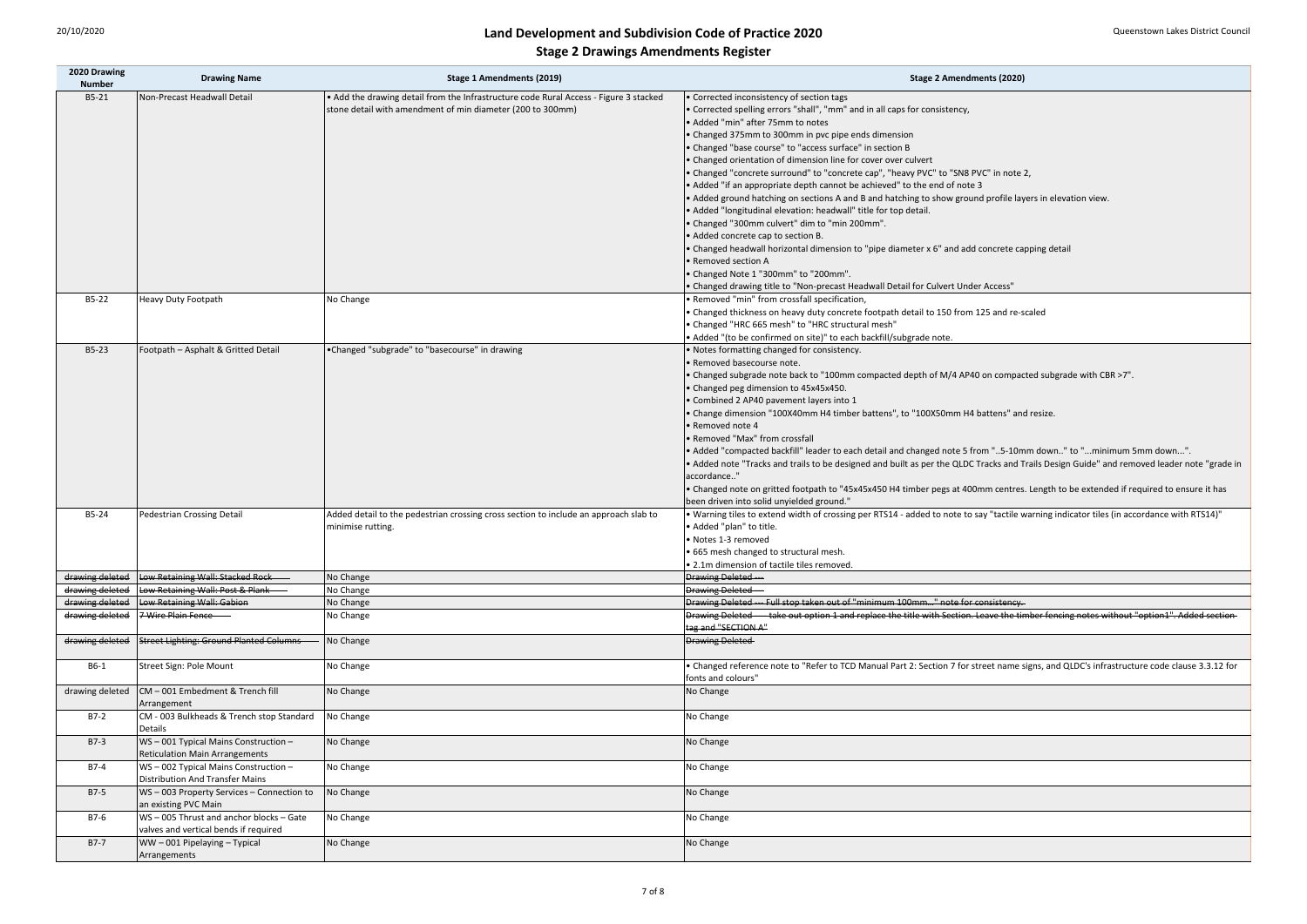# Land Development and Subdivision Code of Practice 2020

## Stage 2 Drawings Amendments Register

| 2020 Drawing Number | Drawing Name | Stage 1 Amendments (2019) | Stage 2 Amendments (2020) |
|---|---|---|---|
| B5-21 | Non-Precast Headwall Detail | • Add the drawing detail from the Infrastructure code Rural Access - Figure 3 stacked stone detail with amendment of min diameter (200 to 300mm) | • Corrected inconsistency of section tags<br>• Corrected spelling errors "shall", "mm" and in all caps for consistency,<br>• Added "min" after 75mm to notes<br>• Changed 375mm to 300mm in pvc pipe ends dimension<br>• Changed "base course" to "access surface" in section B<br>• Changed orientation of dimension line for cover over culvert<br>• Changed "concrete surround" to "concrete cap", "heavy PVC" to "SN8 PVC" in note 2,<br>• Added "if an appropriate depth cannot be achieved" to the end of note 3<br>• Added ground hatching on sections A and B and hatching to show ground profile layers in elevation view.<br>• Added "longitudinal elevation: headwall" title for top detail.<br>• Changed "300mm culvert" dim to "min 200mm".<br>• Added concrete cap to section B.<br>• Changed headwall horizontal dimension to "pipe diameter x 6" and add concrete capping detail<br>• Removed section A<br>• Changed Note 1 "300mm" to "200mm".<br>• Changed drawing title to "Non-precast Headwall Detail for Culvert Under Access" |
| B5-22 | Heavy Duty Footpath | No Change | • Removed "min" from crossfall specification,<br>• Changed thickness on heavy duty concrete footpath detail to 150 from 125 and re-scaled<br>• Changed "HRC 665 mesh" to "HRC structural mesh"<br>• Added "(to be confirmed on site)" to each backfill/subgrade note. |
| B5-23 | Footpath – Asphalt & Gritted Detail | •Changed "subgrade" to "basecourse" in drawing | • Notes formatting changed for consistency.<br>• Removed basecourse note.<br>• Changed subgrade note back to "100mm compacted depth of M/4 AP40 on compacted subgrade with CBR >7".<br>• Changed peg dimension to 45x45x450.<br>• Combined 2 AP40 pavement layers into 1<br>• Change dimension "100X40mm H4 timber battens", to "100X50mm H4 battens" and resize.<br>• Removed note 4<br>• Removed "Max" from crossfall<br>• Added "compacted backfill" leader to each detail and changed note 5 from "..5-10mm down.." to "...minimum 5mm down...".<br>• Added note "Tracks and trails to be designed and built as per the QLDC Tracks and Trails Design Guide" and removed leader note "grade in accordance.."<br>• Changed note on gritted footpath to "45x45x450 H4 timber pegs at 400mm centres. Length to be extended if required to ensure it has been driven into solid unyielded ground." |
| B5-24 | Pedestrian Crossing Detail | Added detail to the pedestrian crossing cross section to include an approach slab to minimise rutting. | • Warning tiles to extend width of crossing per RTS14 - added to note to say "tactile warning indicator tiles (in accordance with RTS14)"<br>• Added "plan" to title.<br>• Notes 1-3 removed<br>• 665 mesh changed to structural mesh.<br>• 2.1m dimension of tactile tiles removed. |
| ~~drawing deleted~~ | ~~Low Retaining Wall: Stacked Rock~~ | No Change | ~~Drawing Deleted~~ |
| ~~drawing deleted~~ | ~~Low Retaining Wall: Post & Plank~~ | No Change | ~~Drawing Deleted~~ |
| ~~drawing deleted~~ | ~~Low Retaining Wall: Gabion~~ | No Change | ~~Drawing Deleted --- Full stop taken out of "minimum 100mm..." note for consistency.~~ |
| ~~drawing deleted~~ | ~~7 Wire Plain Fence~~ | No Change | ~~Drawing Deleted --- take out option 1 and replace the title with Section. Leave the timber fencing notes without "option1". Added section tag and "SECTION A"~~ |
| ~~drawing deleted~~ | ~~Street Lighting: Ground Planted Columns~~ | No Change | ~~Drawing Deleted~~ |
| B6-1 | Street Sign: Pole Mount | No Change | • Changed reference note to "Refer to TCD Manual Part 2: Section 7 for street name signs, and QLDC's infrastructure code clause 3.3.12 for fonts and colours" |
| drawing deleted | CM – 001 Embedment & Trench fill Arrangement | No Change | No Change |
| B7-2 | CM - 003 Bulkheads & Trench stop Standard Details | No Change | No Change |
| B7-3 | WS – 001 Typical Mains Construction – Reticulation Main Arrangements | No Change | No Change |
| B7-4 | WS – 002 Typical Mains Construction – Distribution And Transfer Mains | No Change | No Change |
| B7-5 | WS – 003 Property Services – Connection to an existing PVC Main | No Change | No Change |
| B7-6 | WS – 005 Thrust and anchor blocks – Gate valves and vertical bends if required | No Change | No Change |
| B7-7 | WW – 001 Pipelaying – Typical Arrangements | No Change | No Change |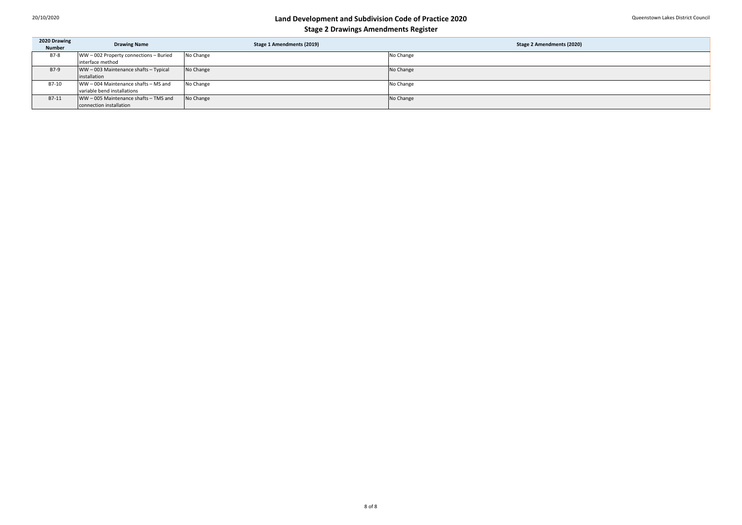# Land Development and Subdivision Code of Practice 2020

## Stage 2 Drawings Amendments Register

| 2020 Drawing Number | Drawing Name | Stage 1 Amendments (2019) | Stage 2 Amendments (2020) |
|---|---|---|---|
| B7-8 | WW – 002 Property connections – Buried interface method | No Change | No Change |
| B7-9 | WW – 003 Maintenance shafts – Typical installation | No Change | No Change |
| B7-10 | WW – 004 Maintenance shafts – MS and variable bend installations | No Change | No Change |
| B7-11 | WW – 005 Maintenance shafts – TMS and connection installation | No Change | No Change |